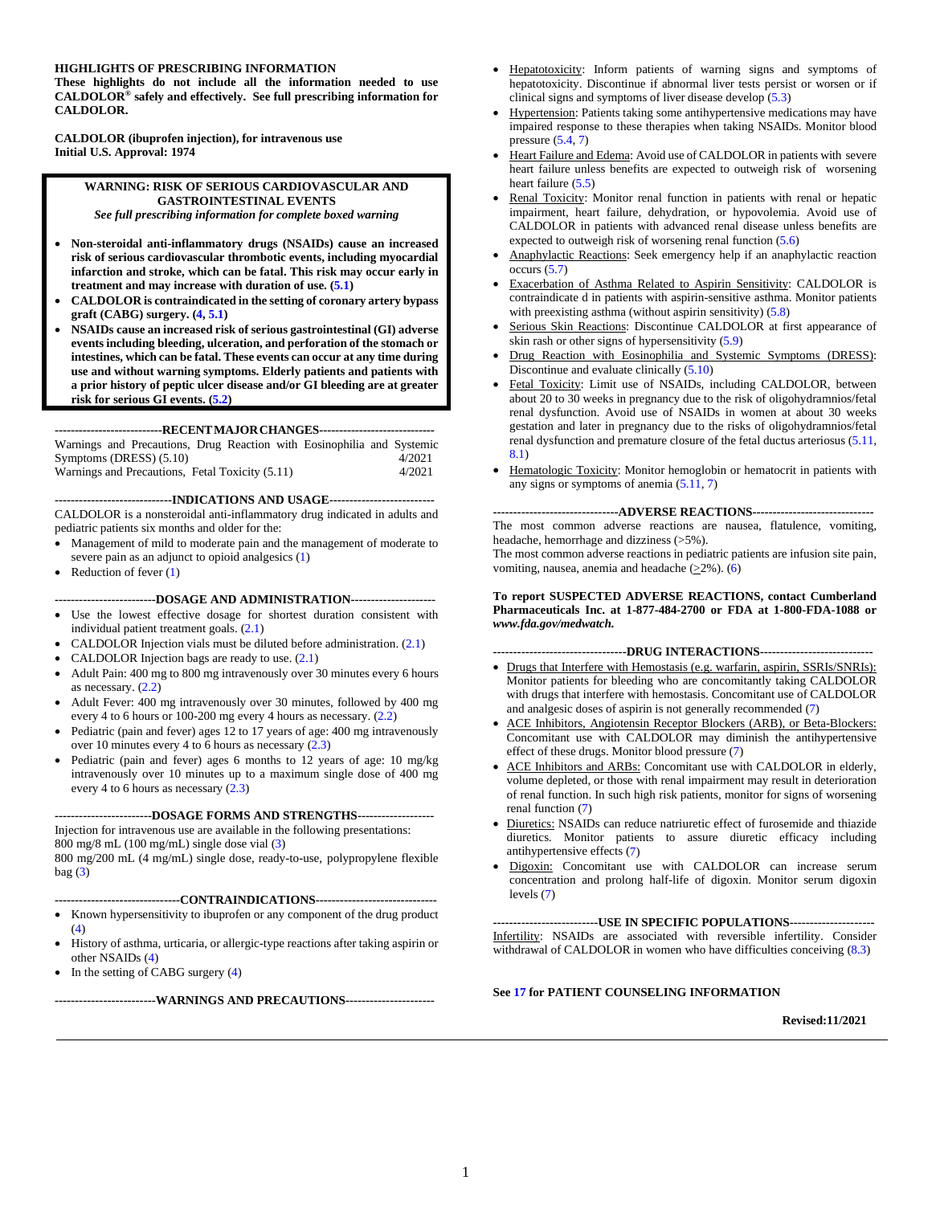**HIGHLIGHTS OF PRESCRIBING INFORMATION**
**These highlights do not include all the information needed to use CALDOLOR® safely and effectively. See full prescribing information for CALDOLOR.**

**CALDOLOR (ibuprofen injection), for intravenous use**
**Initial U.S. Approval: 1974**

> **WARNING: RISK OF SERIOUS CARDIOVASCULAR AND GASTROINTESTINAL EVENTS**
> ***See full prescribing information for complete boxed warning***
>
> - **Non-steroidal anti-inflammatory drugs (NSAIDs) cause an increased risk of serious cardiovascular thrombotic events, including myocardial infarction and stroke, which can be fatal. This risk may occur early in treatment and may increase with duration of use. (5.1)**
> - **CALDOLOR is contraindicated in the setting of coronary artery bypass graft (CABG) surgery. (4, 5.1)**
> - **NSAIDs cause an increased risk of serious gastrointestinal (GI) adverse events including bleeding, ulceration, and perforation of the stomach or intestines, which can be fatal. These events can occur at any time during use and without warning symptoms. Elderly patients and patients with a prior history of peptic ulcer disease and/or GI bleeding are at greater risk for serious GI events. (5.2)**

**---RECENT MAJOR CHANGES---**

| | |
|---|---|
| Warnings and Precautions, Drug Reaction with Eosinophilia and Systemic Symptoms (DRESS) (5.10) | 4/2021 |
| Warnings and Precautions, Fetal Toxicity (5.11) | 4/2021 |

**---INDICATIONS AND USAGE---**

CALDOLOR is a nonsteroidal anti-inflammatory drug indicated in adults and pediatric patients six months and older for the:

- Management of mild to moderate pain and the management of moderate to severe pain as an adjunct to opioid analgesics (1)
- Reduction of fever (1)

**---DOSAGE AND ADMINISTRATION---**

- Use the lowest effective dosage for shortest duration consistent with individual patient treatment goals. (2.1)
- CALDOLOR Injection vials must be diluted before administration. (2.1)
- CALDOLOR Injection bags are ready to use. (2.1)
- Adult Pain: 400 mg to 800 mg intravenously over 30 minutes every 6 hours as necessary. (2.2)
- Adult Fever: 400 mg intravenously over 30 minutes, followed by 400 mg every 4 to 6 hours or 100-200 mg every 4 hours as necessary. (2.2)
- Pediatric (pain and fever) ages 12 to 17 years of age: 400 mg intravenously over 10 minutes every 4 to 6 hours as necessary (2.3)
- Pediatric (pain and fever) ages 6 months to 12 years of age: 10 mg/kg intravenously over 10 minutes up to a maximum single dose of 400 mg every 4 to 6 hours as necessary (2.3)

**---DOSAGE FORMS AND STRENGTHS---**

Injection for intravenous use are available in the following presentations:
800 mg/8 mL (100 mg/mL) single dose vial (3)
800 mg/200 mL (4 mg/mL) single dose, ready-to-use, polypropylene flexible bag (3)

**---CONTRAINDICATIONS---**

- Known hypersensitivity to ibuprofen or any component of the drug product (4)
- History of asthma, urticaria, or allergic-type reactions after taking aspirin or other NSAIDs (4)
- In the setting of CABG surgery (4)

**---WARNINGS AND PRECAUTIONS---**

- Hepatotoxicity: Inform patients of warning signs and symptoms of hepatotoxicity. Discontinue if abnormal liver tests persist or worsen or if clinical signs and symptoms of liver disease develop (5.3)
- Hypertension: Patients taking some antihypertensive medications may have impaired response to these therapies when taking NSAIDs. Monitor blood pressure (5.4, 7)
- Heart Failure and Edema: Avoid use of CALDOLOR in patients with severe heart failure unless benefits are expected to outweigh risk of worsening heart failure (5.5)
- Renal Toxicity: Monitor renal function in patients with renal or hepatic impairment, heart failure, dehydration, or hypovolemia. Avoid use of CALDOLOR in patients with advanced renal disease unless benefits are expected to outweigh risk of worsening renal function (5.6)
- Anaphylactic Reactions: Seek emergency help if an anaphylactic reaction occurs (5.7)
- Exacerbation of Asthma Related to Aspirin Sensitivity: CALDOLOR is contraindicate d in patients with aspirin-sensitive asthma. Monitor patients with preexisting asthma (without aspirin sensitivity) (5.8)
- Serious Skin Reactions: Discontinue CALDOLOR at first appearance of skin rash or other signs of hypersensitivity (5.9)
- Drug Reaction with Eosinophilia and Systemic Symptoms (DRESS): Discontinue and evaluate clinically (5.10)
- Fetal Toxicity: Limit use of NSAIDs, including CALDOLOR, between about 20 to 30 weeks in pregnancy due to the risk of oligohydramnios/fetal renal dysfunction. Avoid use of NSAIDs in women at about 30 weeks gestation and later in pregnancy due to the risks of oligohydramnios/fetal renal dysfunction and premature closure of the fetal ductus arteriosus (5.11, 8.1)
- Hematologic Toxicity: Monitor hemoglobin or hematocrit in patients with any signs or symptoms of anemia (5.11, 7)

**---ADVERSE REACTIONS---**

The most common adverse reactions are nausea, flatulence, vomiting, headache, hemorrhage and dizziness (>5%).
The most common adverse reactions in pediatric patients are infusion site pain, vomiting, nausea, anemia and headache (≥2%). (6)

**To report SUSPECTED ADVERSE REACTIONS, contact Cumberland Pharmaceuticals Inc. at 1-877-484-2700 or FDA at 1-800-FDA-1088 or *www.fda.gov/medwatch.***

**---DRUG INTERACTIONS---**

- Drugs that Interfere with Hemostasis (e.g. warfarin, aspirin, SSRIs/SNRIs): Monitor patients for bleeding who are concomitantly taking CALDOLOR with drugs that interfere with hemostasis. Concomitant use of CALDOLOR and analgesic doses of aspirin is not generally recommended (7)
- ACE Inhibitors, Angiotensin Receptor Blockers (ARB), or Beta-Blockers: Concomitant use with CALDOLOR may diminish the antihypertensive effect of these drugs. Monitor blood pressure (7)
- ACE Inhibitors and ARBs: Concomitant use with CALDOLOR in elderly, volume depleted, or those with renal impairment may result in deterioration of renal function. In such high risk patients, monitor for signs of worsening renal function (7)
- Diuretics: NSAIDs can reduce natriuretic effect of furosemide and thiazide diuretics. Monitor patients to assure diuretic efficacy including antihypertensive effects (7)
- Digoxin: Concomitant use with CALDOLOR can increase serum concentration and prolong half-life of digoxin. Monitor serum digoxin levels (7)

**---USE IN SPECIFIC POPULATIONS---**

Infertility: NSAIDs are associated with reversible infertility. Consider withdrawal of CALDOLOR in women who have difficulties conceiving (8.3)

**See 17 for PATIENT COUNSELING INFORMATION**

**Revised:11/2021**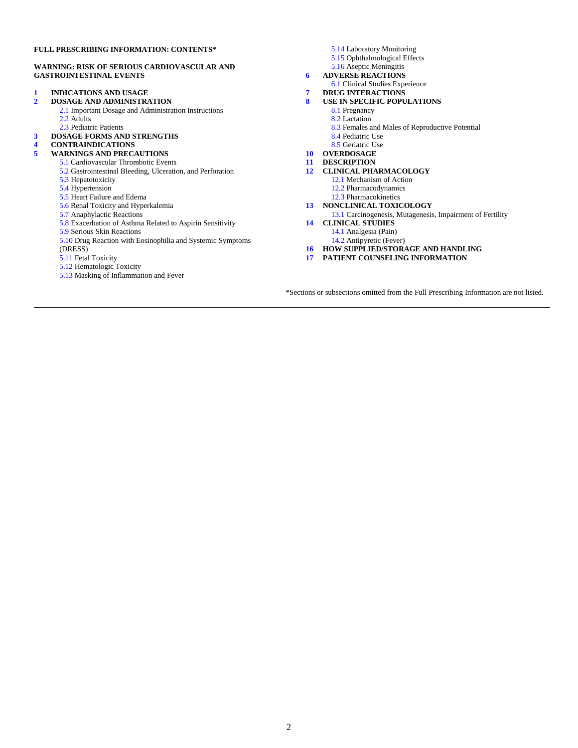**FULL PRESCRIBING INFORMATION: CONTENTS***

**WARNING: RISK OF SERIOUS CARDIOVASCULAR AND GASTROINTESTINAL EVENTS**

**1 INDICATIONS AND USAGE**

**2 DOSAGE AND ADMINISTRATION**
- 2.1 Important Dosage and Administration Instructions
- 2.2 Adults
- 2.3 Pediatric Patients

**3 DOSAGE FORMS AND STRENGTHS**

**4 CONTRAINDICATIONS**

**5 WARNINGS AND PRECAUTIONS**
- 5.1 Cardiovascular Thrombotic Events
- 5.2 Gastrointestinal Bleeding, Ulceration, and Perforation
- 5.3 Hepatotoxicity
- 5.4 Hypertension
- 5.5 Heart Failure and Edema
- 5.6 Renal Toxicity and Hyperkalemia
- 5.7 Anaphylactic Reactions
- 5.8 Exacerbation of Asthma Related to Aspirin Sensitivity
- 5.9 Serious Skin Reactions
- 5.10 Drug Reaction with Eosinophilia and Systemic Symptoms (DRESS)
- 5.11 Fetal Toxicity
- 5.12 Hematologic Toxicity
- 5.13 Masking of Inflammation and Fever
- 5.14 Laboratory Monitoring
- 5.15 Ophthalmological Effects
- 5.16 Aseptic Meningitis

**6 ADVERSE REACTIONS**
- 6.1 Clinical Studies Experience

**7 DRUG INTERACTIONS**

**8 USE IN SPECIFIC POPULATIONS**
- 8.1 Pregnancy
- 8.2 Lactation
- 8.3 Females and Males of Reproductive Potential
- 8.4 Pediatric Use
- 8.5 Geriatric Use

**10 OVERDOSAGE**

**11 DESCRIPTION**

**12 CLINICAL PHARMACOLOGY**
- 12.1 Mechanism of Action
- 12.2 Pharmacodynamics
- 12.3 Pharmacokinetics

**13 NONCLINICAL TOXICOLOGY**
- 13.1 Carcinogenesis, Mutagenesis, Impairment of Fertility

**14 CLINICAL STUDIES**
- 14.1 Analgesia (Pain)
- 14.2 Antipyretic (Fever)

**16 HOW SUPPLIED/STORAGE AND HANDLING**

**17 PATIENT COUNSELING INFORMATION**

*Sections or subsections omitted from the Full Prescribing Information are not listed.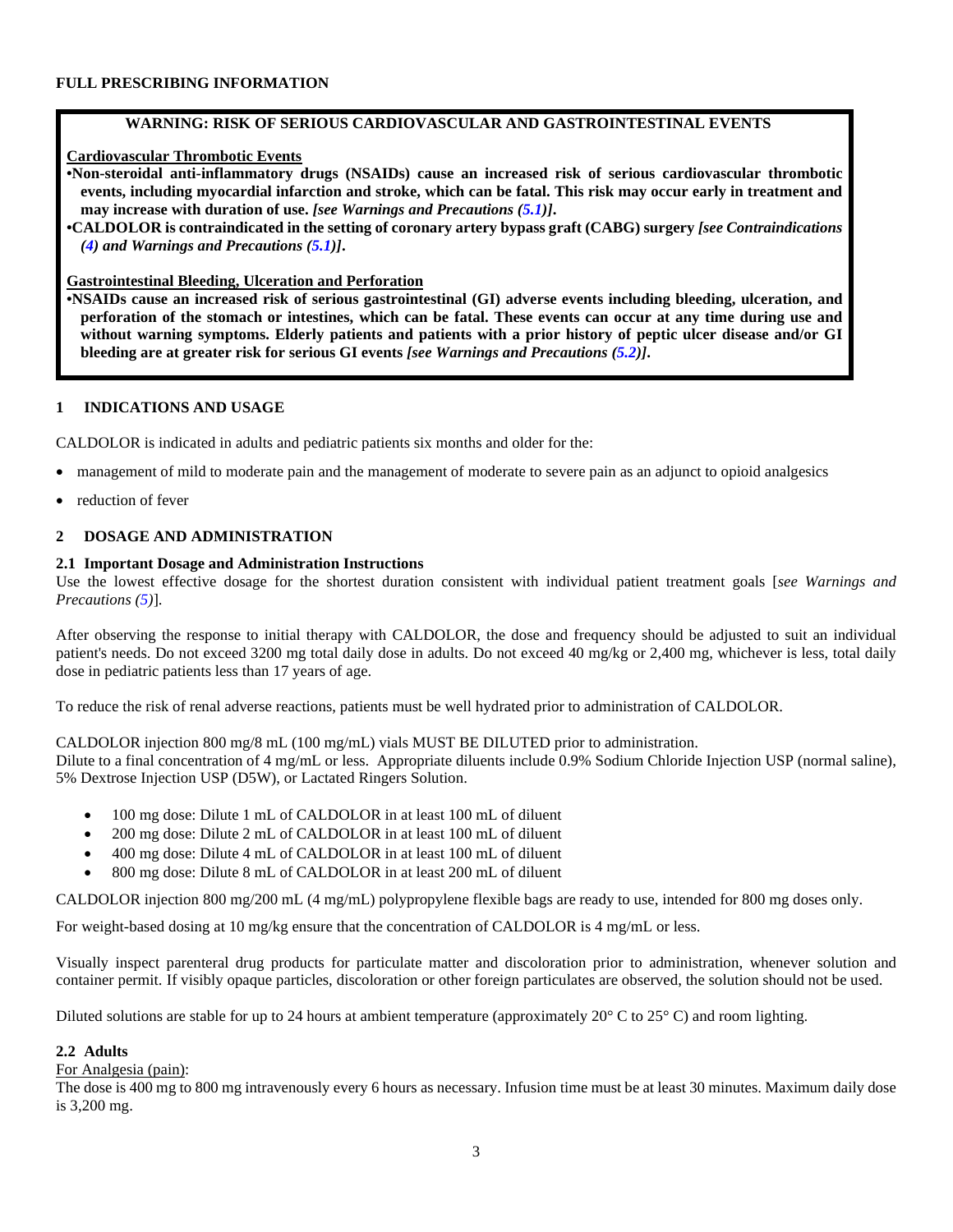**FULL PRESCRIBING INFORMATION**

**WARNING: RISK OF SERIOUS CARDIOVASCULAR AND GASTROINTESTINAL EVENTS**

**Cardiovascular Thrombotic Events**

- **Non-steroidal anti-inflammatory drugs (NSAIDs) cause an increased risk of serious cardiovascular thrombotic events, including myocardial infarction and stroke, which can be fatal. This risk may occur early in treatment and may increase with duration of use.** ***[see Warnings and Precautions (5.1)]*****.**
- **CALDOLOR is contraindicated in the setting of coronary artery bypass graft (CABG) surgery** ***[see Contraindications (4) and Warnings and Precautions (5.1)]*****.**

**Gastrointestinal Bleeding, Ulceration and Perforation**

- **NSAIDs cause an increased risk of serious gastrointestinal (GI) adverse events including bleeding, ulceration, and perforation of the stomach or intestines, which can be fatal. These events can occur at any time during use and without warning symptoms. Elderly patients and patients with a prior history of peptic ulcer disease and/or GI bleeding are at greater risk for serious GI events** ***[see Warnings and Precautions (5.2)]*****.**

## 1 INDICATIONS AND USAGE

CALDOLOR is indicated in adults and pediatric patients six months and older for the:

- management of mild to moderate pain and the management of moderate to severe pain as an adjunct to opioid analgesics
- reduction of fever

## 2 DOSAGE AND ADMINISTRATION

### 2.1 Important Dosage and Administration Instructions

Use the lowest effective dosage for the shortest duration consistent with individual patient treatment goals [*see Warnings and Precautions (5)*].

After observing the response to initial therapy with CALDOLOR, the dose and frequency should be adjusted to suit an individual patient's needs. Do not exceed 3200 mg total daily dose in adults. Do not exceed 40 mg/kg or 2,400 mg, whichever is less, total daily dose in pediatric patients less than 17 years of age.

To reduce the risk of renal adverse reactions, patients must be well hydrated prior to administration of CALDOLOR.

CALDOLOR injection 800 mg/8 mL (100 mg/mL) vials MUST BE DILUTED prior to administration.
Dilute to a final concentration of 4 mg/mL or less. Appropriate diluents include 0.9% Sodium Chloride Injection USP (normal saline), 5% Dextrose Injection USP (D5W), or Lactated Ringers Solution.

- 100 mg dose: Dilute 1 mL of CALDOLOR in at least 100 mL of diluent
- 200 mg dose: Dilute 2 mL of CALDOLOR in at least 100 mL of diluent
- 400 mg dose: Dilute 4 mL of CALDOLOR in at least 100 mL of diluent
- 800 mg dose: Dilute 8 mL of CALDOLOR in at least 200 mL of diluent

CALDOLOR injection 800 mg/200 mL (4 mg/mL) polypropylene flexible bags are ready to use, intended for 800 mg doses only.

For weight-based dosing at 10 mg/kg ensure that the concentration of CALDOLOR is 4 mg/mL or less.

Visually inspect parenteral drug products for particulate matter and discoloration prior to administration, whenever solution and container permit. If visibly opaque particles, discoloration or other foreign particulates are observed, the solution should not be used.

Diluted solutions are stable for up to 24 hours at ambient temperature (approximately 20° C to 25° C) and room lighting.

### 2.2 Adults

For Analgesia (pain):
The dose is 400 mg to 800 mg intravenously every 6 hours as necessary. Infusion time must be at least 30 minutes. Maximum daily dose is 3,200 mg.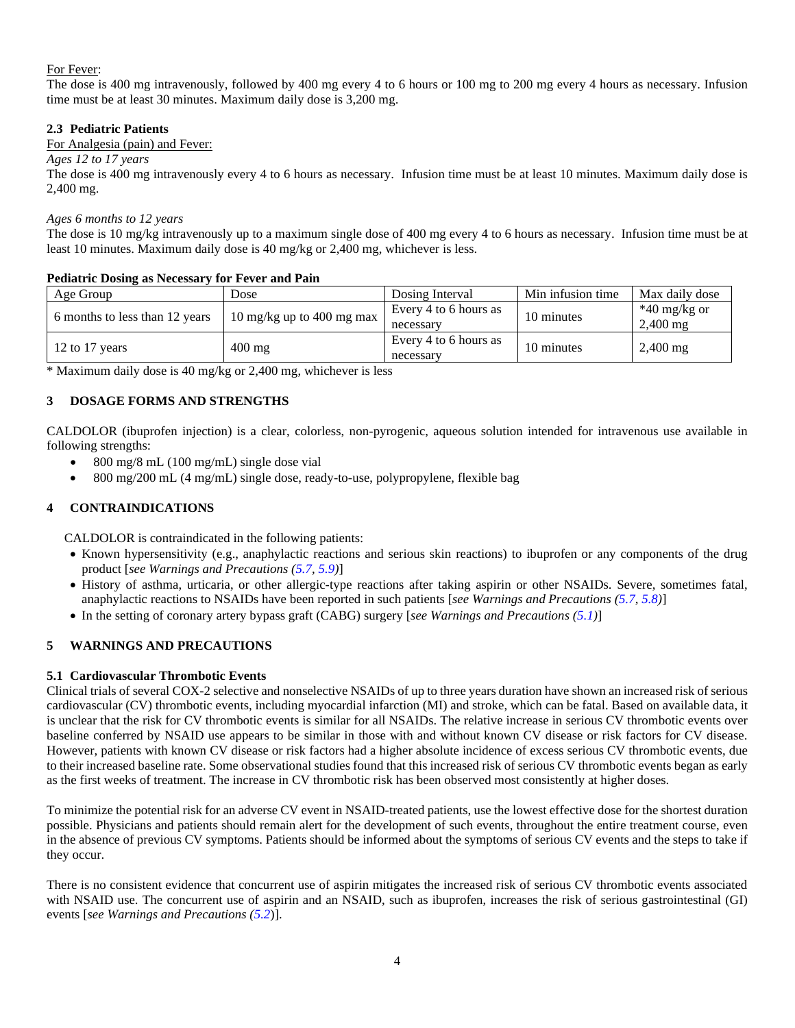<u>For Fever</u>:
The dose is 400 mg intravenously, followed by 400 mg every 4 to 6 hours or 100 mg to 200 mg every 4 hours as necessary. Infusion time must be at least 30 minutes. Maximum daily dose is 3,200 mg.

### 2.3 Pediatric Patients

<u>For Analgesia (pain) and Fever:</u>

*Ages 12 to 17 years*

The dose is 400 mg intravenously every 4 to 6 hours as necessary. Infusion time must be at least 10 minutes. Maximum daily dose is 2,400 mg.

*Ages 6 months to 12 years*

The dose is 10 mg/kg intravenously up to a maximum single dose of 400 mg every 4 to 6 hours as necessary. Infusion time must be at least 10 minutes. Maximum daily dose is 40 mg/kg or 2,400 mg, whichever is less.

**Pediatric Dosing as Necessary for Fever and Pain**

| Age Group | Dose | Dosing Interval | Min infusion time | Max daily dose |
|---|---|---|---|---|
| 6 months to less than 12 years | 10 mg/kg up to 400 mg max | Every 4 to 6 hours as necessary | 10 minutes | *40 mg/kg or 2,400 mg |
| 12 to 17 years | 400 mg | Every 4 to 6 hours as necessary | 10 minutes | 2,400 mg |

* Maximum daily dose is 40 mg/kg or 2,400 mg, whichever is less

## 3 DOSAGE FORMS AND STRENGTHS

CALDOLOR (ibuprofen injection) is a clear, colorless, non-pyrogenic, aqueous solution intended for intravenous use available in following strengths:

- 800 mg/8 mL (100 mg/mL) single dose vial
- 800 mg/200 mL (4 mg/mL) single dose, ready-to-use, polypropylene, flexible bag

## 4 CONTRAINDICATIONS

CALDOLOR is contraindicated in the following patients:

- Known hypersensitivity (e.g., anaphylactic reactions and serious skin reactions) to ibuprofen or any components of the drug product [*see Warnings and Precautions (5.7, 5.9)*]
- History of asthma, urticaria, or other allergic-type reactions after taking aspirin or other NSAIDs. Severe, sometimes fatal, anaphylactic reactions to NSAIDs have been reported in such patients [*see Warnings and Precautions (5.7, 5.8)*]
- In the setting of coronary artery bypass graft (CABG) surgery [*see Warnings and Precautions (5.1)*]

## 5 WARNINGS AND PRECAUTIONS

### 5.1 Cardiovascular Thrombotic Events

Clinical trials of several COX-2 selective and nonselective NSAIDs of up to three years duration have shown an increased risk of serious cardiovascular (CV) thrombotic events, including myocardial infarction (MI) and stroke, which can be fatal. Based on available data, it is unclear that the risk for CV thrombotic events is similar for all NSAIDs. The relative increase in serious CV thrombotic events over baseline conferred by NSAID use appears to be similar in those with and without known CV disease or risk factors for CV disease. However, patients with known CV disease or risk factors had a higher absolute incidence of excess serious CV thrombotic events, due to their increased baseline rate. Some observational studies found that this increased risk of serious CV thrombotic events began as early as the first weeks of treatment. The increase in CV thrombotic risk has been observed most consistently at higher doses.

To minimize the potential risk for an adverse CV event in NSAID-treated patients, use the lowest effective dose for the shortest duration possible. Physicians and patients should remain alert for the development of such events, throughout the entire treatment course, even in the absence of previous CV symptoms. Patients should be informed about the symptoms of serious CV events and the steps to take if they occur.

There is no consistent evidence that concurrent use of aspirin mitigates the increased risk of serious CV thrombotic events associated with NSAID use. The concurrent use of aspirin and an NSAID, such as ibuprofen, increases the risk of serious gastrointestinal (GI) events [*see Warnings and Precautions (5.2)*].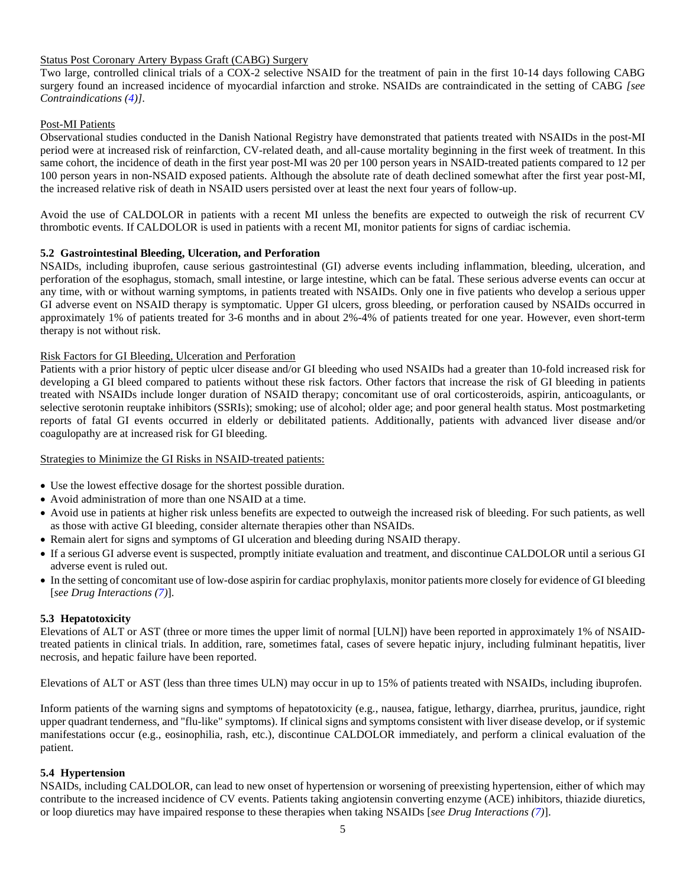Status Post Coronary Artery Bypass Graft (CABG) Surgery

Two large, controlled clinical trials of a COX-2 selective NSAID for the treatment of pain in the first 10-14 days following CABG surgery found an increased incidence of myocardial infarction and stroke. NSAIDs are contraindicated in the setting of CABG *[see Contraindications (4)]*.

Post-MI Patients

Observational studies conducted in the Danish National Registry have demonstrated that patients treated with NSAIDs in the post-MI period were at increased risk of reinfarction, CV-related death, and all-cause mortality beginning in the first week of treatment. In this same cohort, the incidence of death in the first year post-MI was 20 per 100 person years in NSAID-treated patients compared to 12 per 100 person years in non-NSAID exposed patients. Although the absolute rate of death declined somewhat after the first year post-MI, the increased relative risk of death in NSAID users persisted over at least the next four years of follow-up.

Avoid the use of CALDOLOR in patients with a recent MI unless the benefits are expected to outweigh the risk of recurrent CV thrombotic events. If CALDOLOR is used in patients with a recent MI, monitor patients for signs of cardiac ischemia.

### 5.2 Gastrointestinal Bleeding, Ulceration, and Perforation

NSAIDs, including ibuprofen, cause serious gastrointestinal (GI) adverse events including inflammation, bleeding, ulceration, and perforation of the esophagus, stomach, small intestine, or large intestine, which can be fatal. These serious adverse events can occur at any time, with or without warning symptoms, in patients treated with NSAIDs. Only one in five patients who develop a serious upper GI adverse event on NSAID therapy is symptomatic. Upper GI ulcers, gross bleeding, or perforation caused by NSAIDs occurred in approximately 1% of patients treated for 3-6 months and in about 2%-4% of patients treated for one year. However, even short-term therapy is not without risk.

Risk Factors for GI Bleeding, Ulceration and Perforation

Patients with a prior history of peptic ulcer disease and/or GI bleeding who used NSAIDs had a greater than 10-fold increased risk for developing a GI bleed compared to patients without these risk factors. Other factors that increase the risk of GI bleeding in patients treated with NSAIDs include longer duration of NSAID therapy; concomitant use of oral corticosteroids, aspirin, anticoagulants, or selective serotonin reuptake inhibitors (SSRIs); smoking; use of alcohol; older age; and poor general health status. Most postmarketing reports of fatal GI events occurred in elderly or debilitated patients. Additionally, patients with advanced liver disease and/or coagulopathy are at increased risk for GI bleeding.

Strategies to Minimize the GI Risks in NSAID-treated patients:

- Use the lowest effective dosage for the shortest possible duration.
- Avoid administration of more than one NSAID at a time.
- Avoid use in patients at higher risk unless benefits are expected to outweigh the increased risk of bleeding. For such patients, as well as those with active GI bleeding, consider alternate therapies other than NSAIDs.
- Remain alert for signs and symptoms of GI ulceration and bleeding during NSAID therapy.
- If a serious GI adverse event is suspected, promptly initiate evaluation and treatment, and discontinue CALDOLOR until a serious GI adverse event is ruled out.
- In the setting of concomitant use of low-dose aspirin for cardiac prophylaxis, monitor patients more closely for evidence of GI bleeding [*see Drug Interactions (7)*].

### 5.3 Hepatotoxicity

Elevations of ALT or AST (three or more times the upper limit of normal [ULN]) have been reported in approximately 1% of NSAID-treated patients in clinical trials. In addition, rare, sometimes fatal, cases of severe hepatic injury, including fulminant hepatitis, liver necrosis, and hepatic failure have been reported.

Elevations of ALT or AST (less than three times ULN) may occur in up to 15% of patients treated with NSAIDs, including ibuprofen.

Inform patients of the warning signs and symptoms of hepatotoxicity (e.g., nausea, fatigue, lethargy, diarrhea, pruritus, jaundice, right upper quadrant tenderness, and "flu-like" symptoms). If clinical signs and symptoms consistent with liver disease develop, or if systemic manifestations occur (e.g., eosinophilia, rash, etc.), discontinue CALDOLOR immediately, and perform a clinical evaluation of the patient.

### 5.4 Hypertension

NSAIDs, including CALDOLOR, can lead to new onset of hypertension or worsening of preexisting hypertension, either of which may contribute to the increased incidence of CV events. Patients taking angiotensin converting enzyme (ACE) inhibitors, thiazide diuretics, or loop diuretics may have impaired response to these therapies when taking NSAIDs [*see Drug Interactions (7)*].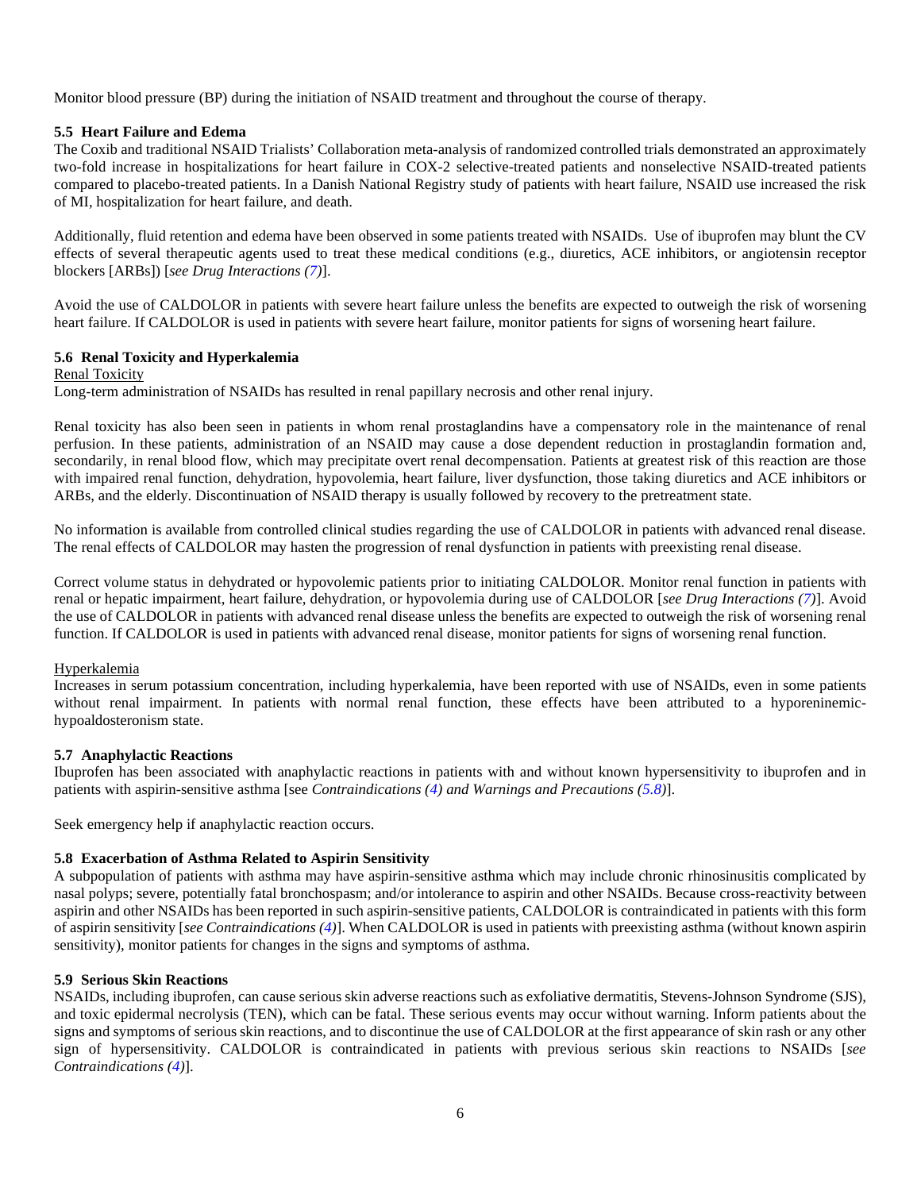Monitor blood pressure (BP) during the initiation of NSAID treatment and throughout the course of therapy.

### 5.5 Heart Failure and Edema

The Coxib and traditional NSAID Trialists' Collaboration meta-analysis of randomized controlled trials demonstrated an approximately two-fold increase in hospitalizations for heart failure in COX-2 selective-treated patients and nonselective NSAID-treated patients compared to placebo-treated patients. In a Danish National Registry study of patients with heart failure, NSAID use increased the risk of MI, hospitalization for heart failure, and death.

Additionally, fluid retention and edema have been observed in some patients treated with NSAIDs. Use of ibuprofen may blunt the CV effects of several therapeutic agents used to treat these medical conditions (e.g., diuretics, ACE inhibitors, or angiotensin receptor blockers [ARBs]) [*see Drug Interactions (7)*].

Avoid the use of CALDOLOR in patients with severe heart failure unless the benefits are expected to outweigh the risk of worsening heart failure. If CALDOLOR is used in patients with severe heart failure, monitor patients for signs of worsening heart failure.

### 5.6 Renal Toxicity and Hyperkalemia

Renal Toxicity

Long-term administration of NSAIDs has resulted in renal papillary necrosis and other renal injury.

Renal toxicity has also been seen in patients in whom renal prostaglandins have a compensatory role in the maintenance of renal perfusion. In these patients, administration of an NSAID may cause a dose dependent reduction in prostaglandin formation and, secondarily, in renal blood flow, which may precipitate overt renal decompensation. Patients at greatest risk of this reaction are those with impaired renal function, dehydration, hypovolemia, heart failure, liver dysfunction, those taking diuretics and ACE inhibitors or ARBs, and the elderly. Discontinuation of NSAID therapy is usually followed by recovery to the pretreatment state.

No information is available from controlled clinical studies regarding the use of CALDOLOR in patients with advanced renal disease. The renal effects of CALDOLOR may hasten the progression of renal dysfunction in patients with preexisting renal disease.

Correct volume status in dehydrated or hypovolemic patients prior to initiating CALDOLOR. Monitor renal function in patients with renal or hepatic impairment, heart failure, dehydration, or hypovolemia during use of CALDOLOR [*see Drug Interactions (7)*]. Avoid the use of CALDOLOR in patients with advanced renal disease unless the benefits are expected to outweigh the risk of worsening renal function. If CALDOLOR is used in patients with advanced renal disease, monitor patients for signs of worsening renal function.

Hyperkalemia

Increases in serum potassium concentration, including hyperkalemia, have been reported with use of NSAIDs, even in some patients without renal impairment. In patients with normal renal function, these effects have been attributed to a hyporeninemic-hypoaldosteronism state.

### 5.7 Anaphylactic Reactions

Ibuprofen has been associated with anaphylactic reactions in patients with and without known hypersensitivity to ibuprofen and in patients with aspirin-sensitive asthma [see *Contraindications (4) and Warnings and Precautions (5.8)*].

Seek emergency help if anaphylactic reaction occurs.

### 5.8 Exacerbation of Asthma Related to Aspirin Sensitivity

A subpopulation of patients with asthma may have aspirin-sensitive asthma which may include chronic rhinosinusitis complicated by nasal polyps; severe, potentially fatal bronchospasm; and/or intolerance to aspirin and other NSAIDs. Because cross-reactivity between aspirin and other NSAIDs has been reported in such aspirin-sensitive patients, CALDOLOR is contraindicated in patients with this form of aspirin sensitivity [*see Contraindications (4)*]. When CALDOLOR is used in patients with preexisting asthma (without known aspirin sensitivity), monitor patients for changes in the signs and symptoms of asthma.

### 5.9 Serious Skin Reactions

NSAIDs, including ibuprofen, can cause serious skin adverse reactions such as exfoliative dermatitis, Stevens-Johnson Syndrome (SJS), and toxic epidermal necrolysis (TEN), which can be fatal. These serious events may occur without warning. Inform patients about the signs and symptoms of serious skin reactions, and to discontinue the use of CALDOLOR at the first appearance of skin rash or any other sign of hypersensitivity. CALDOLOR is contraindicated in patients with previous serious skin reactions to NSAIDs [*see Contraindications (4)*].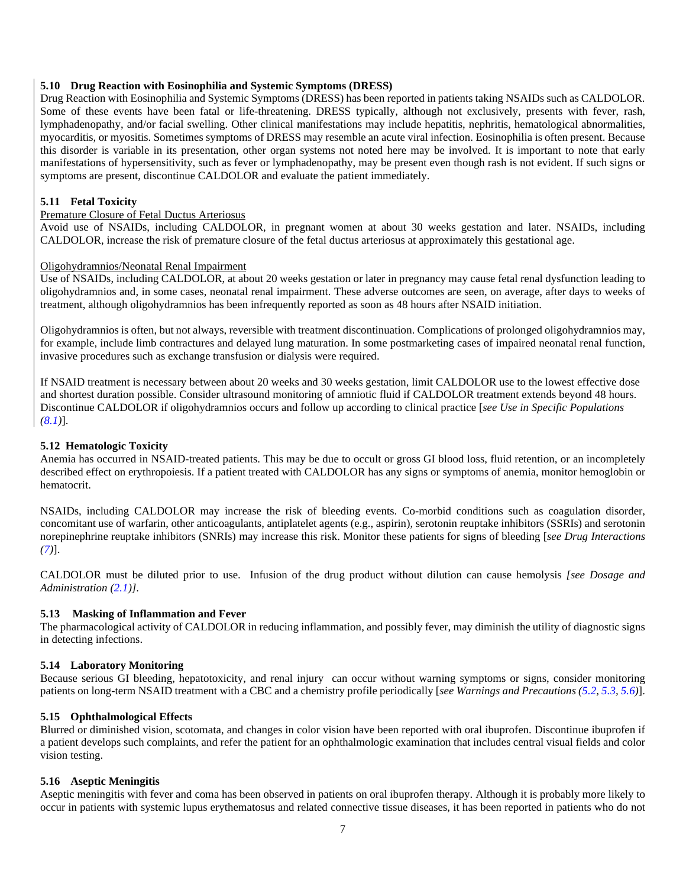### 5.10 Drug Reaction with Eosinophilia and Systemic Symptoms (DRESS)

Drug Reaction with Eosinophilia and Systemic Symptoms (DRESS) has been reported in patients taking NSAIDs such as CALDOLOR. Some of these events have been fatal or life-threatening. DRESS typically, although not exclusively, presents with fever, rash, lymphadenopathy, and/or facial swelling. Other clinical manifestations may include hepatitis, nephritis, hematological abnormalities, myocarditis, or myositis. Sometimes symptoms of DRESS may resemble an acute viral infection. Eosinophilia is often present. Because this disorder is variable in its presentation, other organ systems not noted here may be involved. It is important to note that early manifestations of hypersensitivity, such as fever or lymphadenopathy, may be present even though rash is not evident. If such signs or symptoms are present, discontinue CALDOLOR and evaluate the patient immediately.

### 5.11 Fetal Toxicity

Premature Closure of Fetal Ductus Arteriosus

Avoid use of NSAIDs, including CALDOLOR, in pregnant women at about 30 weeks gestation and later. NSAIDs, including CALDOLOR, increase the risk of premature closure of the fetal ductus arteriosus at approximately this gestational age.

Oligohydramnios/Neonatal Renal Impairment

Use of NSAIDs, including CALDOLOR, at about 20 weeks gestation or later in pregnancy may cause fetal renal dysfunction leading to oligohydramnios and, in some cases, neonatal renal impairment. These adverse outcomes are seen, on average, after days to weeks of treatment, although oligohydramnios has been infrequently reported as soon as 48 hours after NSAID initiation.

Oligohydramnios is often, but not always, reversible with treatment discontinuation. Complications of prolonged oligohydramnios may, for example, include limb contractures and delayed lung maturation. In some postmarketing cases of impaired neonatal renal function, invasive procedures such as exchange transfusion or dialysis were required.

If NSAID treatment is necessary between about 20 weeks and 30 weeks gestation, limit CALDOLOR use to the lowest effective dose and shortest duration possible. Consider ultrasound monitoring of amniotic fluid if CALDOLOR treatment extends beyond 48 hours. Discontinue CALDOLOR if oligohydramnios occurs and follow up according to clinical practice [*see Use in Specific Populations (8.1)*].

### 5.12 Hematologic Toxicity

Anemia has occurred in NSAID-treated patients. This may be due to occult or gross GI blood loss, fluid retention, or an incompletely described effect on erythropoiesis. If a patient treated with CALDOLOR has any signs or symptoms of anemia, monitor hemoglobin or hematocrit.

NSAIDs, including CALDOLOR may increase the risk of bleeding events. Co-morbid conditions such as coagulation disorder, concomitant use of warfarin, other anticoagulants, antiplatelet agents (e.g., aspirin), serotonin reuptake inhibitors (SSRIs) and serotonin norepinephrine reuptake inhibitors (SNRIs) may increase this risk. Monitor these patients for signs of bleeding [*see Drug Interactions (7)*].

CALDOLOR must be diluted prior to use. Infusion of the drug product without dilution can cause hemolysis *[see Dosage and Administration (2.1)]*.

### 5.13 Masking of Inflammation and Fever

The pharmacological activity of CALDOLOR in reducing inflammation, and possibly fever, may diminish the utility of diagnostic signs in detecting infections.

### 5.14 Laboratory Monitoring

Because serious GI bleeding, hepatotoxicity, and renal injury can occur without warning symptoms or signs, consider monitoring patients on long-term NSAID treatment with a CBC and a chemistry profile periodically [*see Warnings and Precautions (5.2, 5.3, 5.6)*].

### 5.15 Ophthalmological Effects

Blurred or diminished vision, scotomata, and changes in color vision have been reported with oral ibuprofen. Discontinue ibuprofen if a patient develops such complaints, and refer the patient for an ophthalmologic examination that includes central visual fields and color vision testing.

### 5.16 Aseptic Meningitis

Aseptic meningitis with fever and coma has been observed in patients on oral ibuprofen therapy. Although it is probably more likely to occur in patients with systemic lupus erythematosus and related connective tissue diseases, it has been reported in patients who do not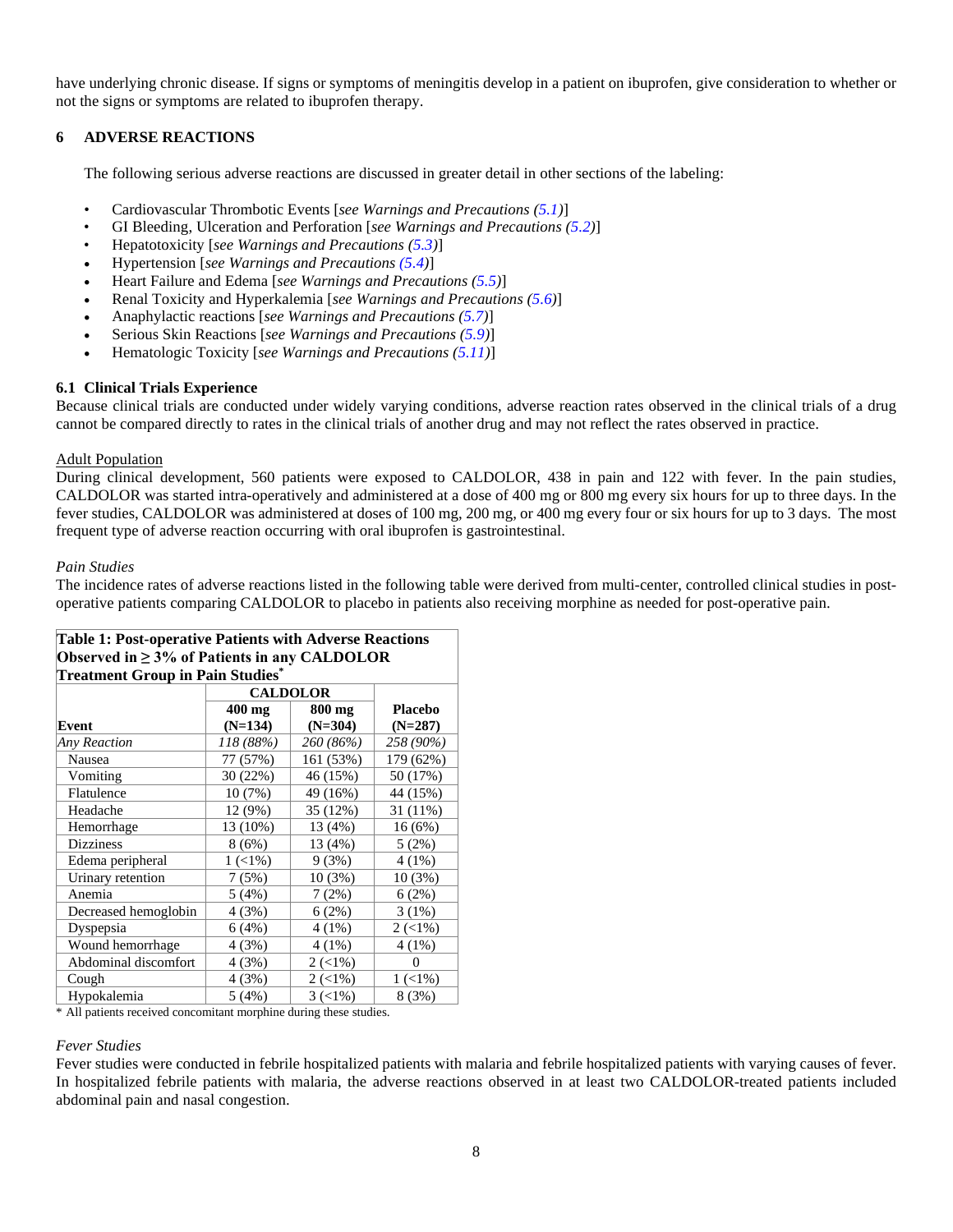have underlying chronic disease. If signs or symptoms of meningitis develop in a patient on ibuprofen, give consideration to whether or not the signs or symptoms are related to ibuprofen therapy.

## 6 ADVERSE REACTIONS

The following serious adverse reactions are discussed in greater detail in other sections of the labeling:

- Cardiovascular Thrombotic Events [*see Warnings and Precautions (5.1)*]
- GI Bleeding, Ulceration and Perforation [*see Warnings and Precautions (5.2)*]
- Hepatotoxicity [*see Warnings and Precautions (5.3)*]
- Hypertension [*see Warnings and Precautions (5.4)*]
- Heart Failure and Edema [*see Warnings and Precautions (5.5)*]
- Renal Toxicity and Hyperkalemia [*see Warnings and Precautions (5.6)*]
- Anaphylactic reactions [*see Warnings and Precautions (5.7)*]
- Serious Skin Reactions [*see Warnings and Precautions (5.9)*]
- Hematologic Toxicity [*see Warnings and Precautions (5.11)*]

### 6.1 Clinical Trials Experience

Because clinical trials are conducted under widely varying conditions, adverse reaction rates observed in the clinical trials of a drug cannot be compared directly to rates in the clinical trials of another drug and may not reflect the rates observed in practice.

Adult Population

During clinical development, 560 patients were exposed to CALDOLOR, 438 in pain and 122 with fever. In the pain studies, CALDOLOR was started intra-operatively and administered at a dose of 400 mg or 800 mg every six hours for up to three days. In the fever studies, CALDOLOR was administered at doses of 100 mg, 200 mg, or 400 mg every four or six hours for up to 3 days. The most frequent type of adverse reaction occurring with oral ibuprofen is gastrointestinal.

*Pain Studies*

The incidence rates of adverse reactions listed in the following table were derived from multi-center, controlled clinical studies in post-operative patients comparing CALDOLOR to placebo in patients also receiving morphine as needed for post-operative pain.

**Table 1: Post-operative Patients with Adverse Reactions Observed in ≥ 3% of Patients in any CALDOLOR Treatment Group in Pain Studies***

| | CALDOLOR | | |
|---|---|---|---|
| **Event** | **400 mg (N=134)** | **800 mg (N=304)** | **Placebo (N=287)** |
| *Any Reaction* | *118 (88%)* | *260 (86%)* | *258 (90%)* |
| Nausea | 77 (57%) | 161 (53%) | 179 (62%) |
| Vomiting | 30 (22%) | 46 (15%) | 50 (17%) |
| Flatulence | 10 (7%) | 49 (16%) | 44 (15%) |
| Headache | 12 (9%) | 35 (12%) | 31 (11%) |
| Hemorrhage | 13 (10%) | 13 (4%) | 16 (6%) |
| Dizziness | 8 (6%) | 13 (4%) | 5 (2%) |
| Edema peripheral | 1 (<1%) | 9 (3%) | 4 (1%) |
| Urinary retention | 7 (5%) | 10 (3%) | 10 (3%) |
| Anemia | 5 (4%) | 7 (2%) | 6 (2%) |
| Decreased hemoglobin | 4 (3%) | 6 (2%) | 3 (1%) |
| Dyspepsia | 6 (4%) | 4 (1%) | 2 (<1%) |
| Wound hemorrhage | 4 (3%) | 4 (1%) | 4 (1%) |
| Abdominal discomfort | 4 (3%) | 2 (<1%) | 0 |
| Cough | 4 (3%) | 2 (<1%) | 1 (<1%) |
| Hypokalemia | 5 (4%) | 3 (<1%) | 8 (3%) |

* All patients received concomitant morphine during these studies.

*Fever Studies*

Fever studies were conducted in febrile hospitalized patients with malaria and febrile hospitalized patients with varying causes of fever. In hospitalized febrile patients with malaria, the adverse reactions observed in at least two CALDOLOR-treated patients included abdominal pain and nasal congestion.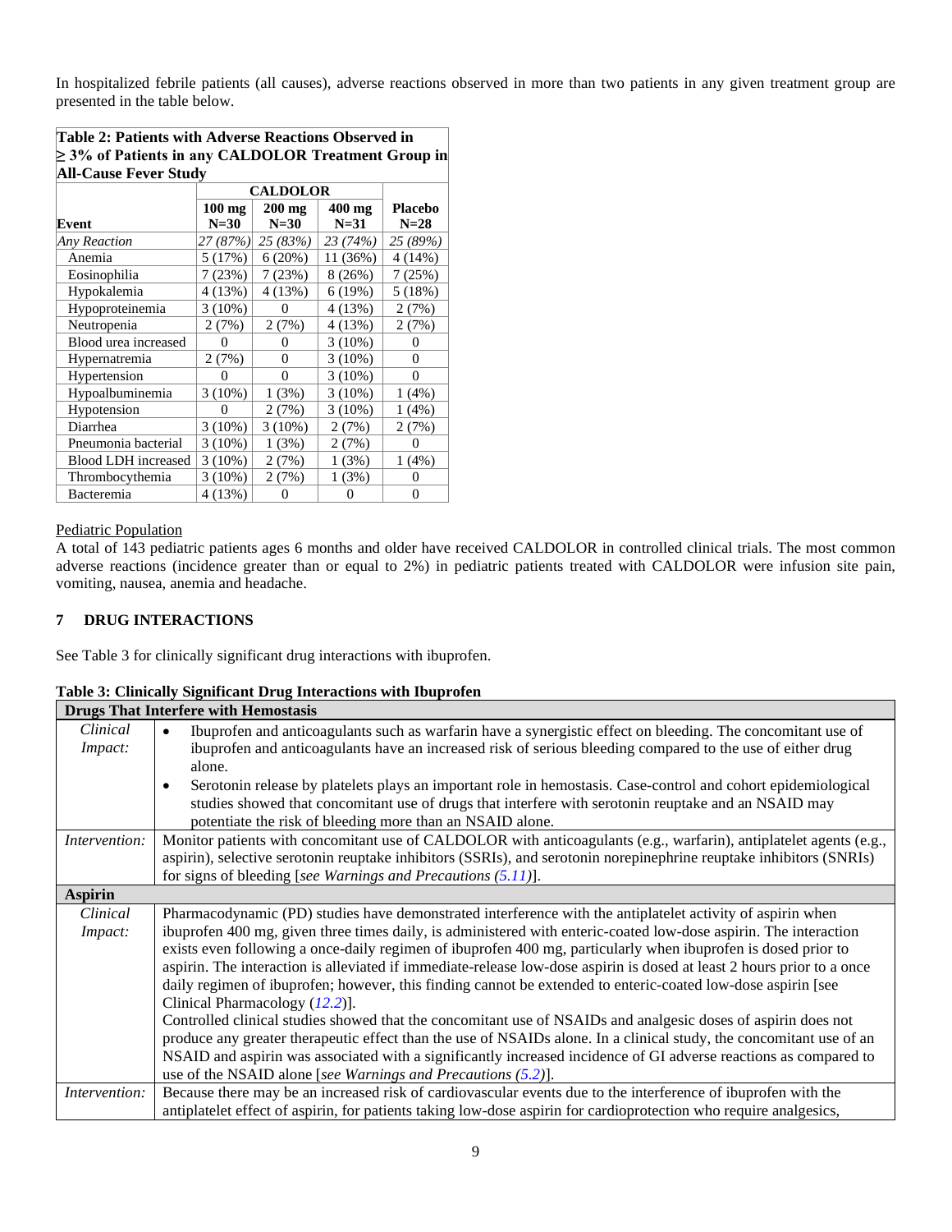In hospitalized febrile patients (all causes), adverse reactions observed in more than two patients in any given treatment group are presented in the table below.

**Table 2: Patients with Adverse Reactions Observed in ≥ 3% of Patients in any CALDOLOR Treatment Group in All-Cause Fever Study**

| Event | CALDOLOR 100 mg N=30 | CALDOLOR 200 mg N=30 | CALDOLOR 400 mg N=31 | Placebo N=28 |
|---|---|---|---|---|
| *Any Reaction* | *27 (87%)* | *25 (83%)* | *23 (74%)* | *25 (89%)* |
| Anemia | 5 (17%) | 6 (20%) | 11 (36%) | 4 (14%) |
| Eosinophilia | 7 (23%) | 7 (23%) | 8 (26%) | 7 (25%) |
| Hypokalemia | 4 (13%) | 4 (13%) | 6 (19%) | 5 (18%) |
| Hypoproteinemia | 3 (10%) | 0 | 4 (13%) | 2 (7%) |
| Neutropenia | 2 (7%) | 2 (7%) | 4 (13%) | 2 (7%) |
| Blood urea increased | 0 | 0 | 3 (10%) | 0 |
| Hypernatremia | 2 (7%) | 0 | 3 (10%) | 0 |
| Hypertension | 0 | 0 | 3 (10%) | 0 |
| Hypoalbuminemia | 3 (10%) | 1 (3%) | 3 (10%) | 1 (4%) |
| Hypotension | 0 | 2 (7%) | 3 (10%) | 1 (4%) |
| Diarrhea | 3 (10%) | 3 (10%) | 2 (7%) | 2 (7%) |
| Pneumonia bacterial | 3 (10%) | 1 (3%) | 2 (7%) | 0 |
| Blood LDH increased | 3 (10%) | 2 (7%) | 1 (3%) | 1 (4%) |
| Thrombocythemia | 3 (10%) | 2 (7%) | 1 (3%) | 0 |
| Bacteremia | 4 (13%) | 0 | 0 | 0 |

Pediatric Population

A total of 143 pediatric patients ages 6 months and older have received CALDOLOR in controlled clinical trials. The most common adverse reactions (incidence greater than or equal to 2%) in pediatric patients treated with CALDOLOR were infusion site pain, vomiting, nausea, anemia and headache.

## 7 DRUG INTERACTIONS

See Table 3 for clinically significant drug interactions with ibuprofen.

**Table 3: Clinically Significant Drug Interactions with Ibuprofen**

| **Drugs That Interfere with Hemostasis** | |
|---|---|
| *Clinical Impact:* | • Ibuprofen and anticoagulants such as warfarin have a synergistic effect on bleeding. The concomitant use of ibuprofen and anticoagulants have an increased risk of serious bleeding compared to the use of either drug alone. • Serotonin release by platelets plays an important role in hemostasis. Case-control and cohort epidemiological studies showed that concomitant use of drugs that interfere with serotonin reuptake and an NSAID may potentiate the risk of bleeding more than an NSAID alone. |
| *Intervention:* | Monitor patients with concomitant use of CALDOLOR with anticoagulants (e.g., warfarin), antiplatelet agents (e.g., aspirin), selective serotonin reuptake inhibitors (SSRIs), and serotonin norepinephrine reuptake inhibitors (SNRIs) for signs of bleeding [*see Warnings and Precautions (5.11)*]. |
| **Aspirin** | |
| *Clinical Impact:* | Pharmacodynamic (PD) studies have demonstrated interference with the antiplatelet activity of aspirin when ibuprofen 400 mg, given three times daily, is administered with enteric-coated low-dose aspirin. The interaction exists even following a once-daily regimen of ibuprofen 400 mg, particularly when ibuprofen is dosed prior to aspirin. The interaction is alleviated if immediate-release low-dose aspirin is dosed at least 2 hours prior to a once daily regimen of ibuprofen; however, this finding cannot be extended to enteric-coated low-dose aspirin [see Clinical Pharmacology (12.2)]. Controlled clinical studies showed that the concomitant use of NSAIDs and analgesic doses of aspirin does not produce any greater therapeutic effect than the use of NSAIDs alone. In a clinical study, the concomitant use of an NSAID and aspirin was associated with a significantly increased incidence of GI adverse reactions as compared to use of the NSAID alone [*see Warnings and Precautions (5.2)*]. |
| *Intervention:* | Because there may be an increased risk of cardiovascular events due to the interference of ibuprofen with the antiplatelet effect of aspirin, for patients taking low-dose aspirin for cardioprotection who require analgesics, |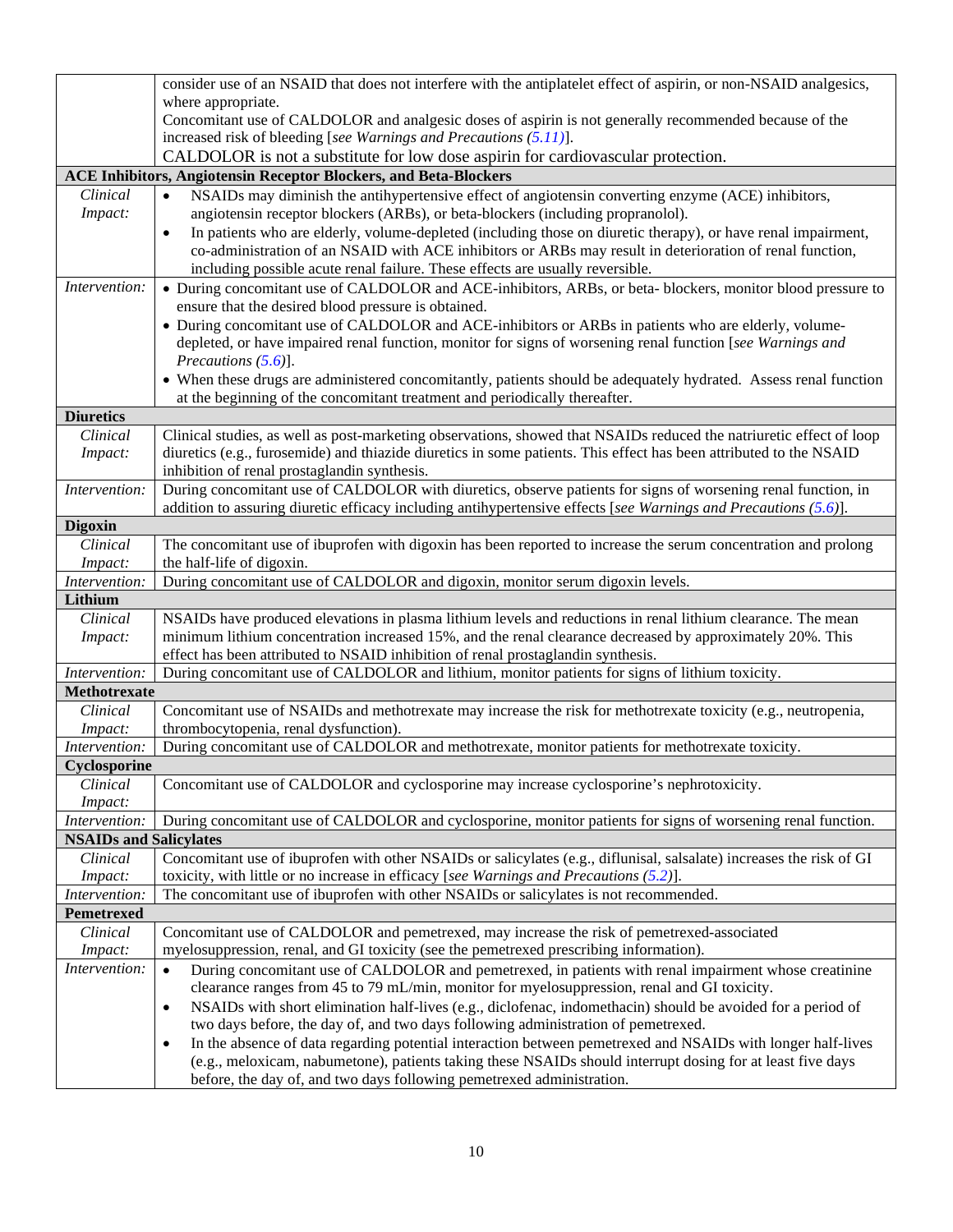| | |
|---|---|
| | consider use of an NSAID that does not interfere with the antiplatelet effect of aspirin, or non-NSAID analgesics, where appropriate.<br>Concomitant use of CALDOLOR and analgesic doses of aspirin is not generally recommended because of the increased risk of bleeding [*see Warnings and Precautions (5.11)*].<br>CALDOLOR is not a substitute for low dose aspirin for cardiovascular protection. |
| **ACE Inhibitors, Angiotensin Receptor Blockers, and Beta-Blockers** | |
| *Clinical Impact:* | • NSAIDs may diminish the antihypertensive effect of angiotensin converting enzyme (ACE) inhibitors, angiotensin receptor blockers (ARBs), or beta-blockers (including propranolol).<br>• In patients who are elderly, volume-depleted (including those on diuretic therapy), or have renal impairment, co-administration of an NSAID with ACE inhibitors or ARBs may result in deterioration of renal function, including possible acute renal failure. These effects are usually reversible. |
| *Intervention:* | • During concomitant use of CALDOLOR and ACE-inhibitors, ARBs, or beta- blockers, monitor blood pressure to ensure that the desired blood pressure is obtained.<br>• During concomitant use of CALDOLOR and ACE-inhibitors or ARBs in patients who are elderly, volume-depleted, or have impaired renal function, monitor for signs of worsening renal function [*see Warnings and Precautions (5.6)*].<br>• When these drugs are administered concomitantly, patients should be adequately hydrated. Assess renal function at the beginning of the concomitant treatment and periodically thereafter. |
| **Diuretics** | |
| *Clinical Impact:* | Clinical studies, as well as post-marketing observations, showed that NSAIDs reduced the natriuretic effect of loop diuretics (e.g., furosemide) and thiazide diuretics in some patients. This effect has been attributed to the NSAID inhibition of renal prostaglandin synthesis. |
| *Intervention:* | During concomitant use of CALDOLOR with diuretics, observe patients for signs of worsening renal function, in addition to assuring diuretic efficacy including antihypertensive effects [*see Warnings and Precautions (5.6)*]. |
| **Digoxin** | |
| *Clinical Impact:* | The concomitant use of ibuprofen with digoxin has been reported to increase the serum concentration and prolong the half-life of digoxin. |
| *Intervention:* | During concomitant use of CALDOLOR and digoxin, monitor serum digoxin levels. |
| **Lithium** | |
| *Clinical Impact:* | NSAIDs have produced elevations in plasma lithium levels and reductions in renal lithium clearance. The mean minimum lithium concentration increased 15%, and the renal clearance decreased by approximately 20%. This effect has been attributed to NSAID inhibition of renal prostaglandin synthesis. |
| *Intervention:* | During concomitant use of CALDOLOR and lithium, monitor patients for signs of lithium toxicity. |
| **Methotrexate** | |
| *Clinical Impact:* | Concomitant use of NSAIDs and methotrexate may increase the risk for methotrexate toxicity (e.g., neutropenia, thrombocytopenia, renal dysfunction). |
| *Intervention:* | During concomitant use of CALDOLOR and methotrexate, monitor patients for methotrexate toxicity. |
| **Cyclosporine** | |
| *Clinical Impact:* | Concomitant use of CALDOLOR and cyclosporine may increase cyclosporine's nephrotoxicity. |
| *Intervention:* | During concomitant use of CALDOLOR and cyclosporine, monitor patients for signs of worsening renal function. |
| **NSAIDs and Salicylates** | |
| *Clinical Impact:* | Concomitant use of ibuprofen with other NSAIDs or salicylates (e.g., diflunisal, salsalate) increases the risk of GI toxicity, with little or no increase in efficacy [*see Warnings and Precautions (5.2)*]. |
| *Intervention:* | The concomitant use of ibuprofen with other NSAIDs or salicylates is not recommended. |
| **Pemetrexed** | |
| *Clinical Impact:* | Concomitant use of CALDOLOR and pemetrexed, may increase the risk of pemetrexed-associated myelosuppression, renal, and GI toxicity (see the pemetrexed prescribing information). |
| *Intervention:* | • During concomitant use of CALDOLOR and pemetrexed, in patients with renal impairment whose creatinine clearance ranges from 45 to 79 mL/min, monitor for myelosuppression, renal and GI toxicity.<br>• NSAIDs with short elimination half-lives (e.g., diclofenac, indomethacin) should be avoided for a period of two days before, the day of, and two days following administration of pemetrexed.<br>• In the absence of data regarding potential interaction between pemetrexed and NSAIDs with longer half-lives (e.g., meloxicam, nabumetone), patients taking these NSAIDs should interrupt dosing for at least five days before, the day of, and two days following pemetrexed administration. |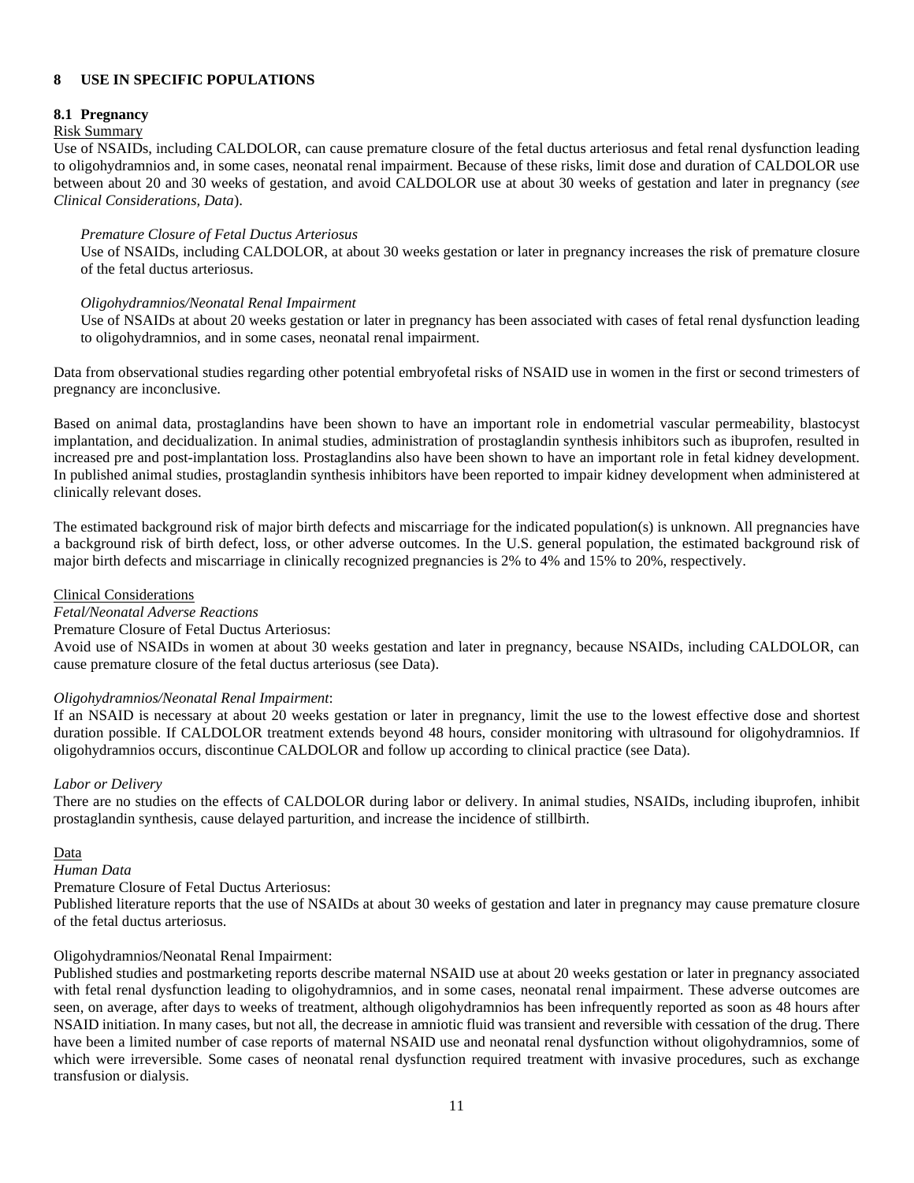## 8 USE IN SPECIFIC POPULATIONS

### 8.1 Pregnancy

Risk Summary

Use of NSAIDs, including CALDOLOR, can cause premature closure of the fetal ductus arteriosus and fetal renal dysfunction leading to oligohydramnios and, in some cases, neonatal renal impairment. Because of these risks, limit dose and duration of CALDOLOR use between about 20 and 30 weeks of gestation, and avoid CALDOLOR use at about 30 weeks of gestation and later in pregnancy (*see Clinical Considerations, Data*).

*Premature Closure of Fetal Ductus Arteriosus*

Use of NSAIDs, including CALDOLOR, at about 30 weeks gestation or later in pregnancy increases the risk of premature closure of the fetal ductus arteriosus.

*Oligohydramnios/Neonatal Renal Impairment*

Use of NSAIDs at about 20 weeks gestation or later in pregnancy has been associated with cases of fetal renal dysfunction leading to oligohydramnios, and in some cases, neonatal renal impairment.

Data from observational studies regarding other potential embryofetal risks of NSAID use in women in the first or second trimesters of pregnancy are inconclusive.

Based on animal data, prostaglandins have been shown to have an important role in endometrial vascular permeability, blastocyst implantation, and decidualization. In animal studies, administration of prostaglandin synthesis inhibitors such as ibuprofen, resulted in increased pre and post-implantation loss. Prostaglandins also have been shown to have an important role in fetal kidney development. In published animal studies, prostaglandin synthesis inhibitors have been reported to impair kidney development when administered at clinically relevant doses.

The estimated background risk of major birth defects and miscarriage for the indicated population(s) is unknown. All pregnancies have a background risk of birth defect, loss, or other adverse outcomes. In the U.S. general population, the estimated background risk of major birth defects and miscarriage in clinically recognized pregnancies is 2% to 4% and 15% to 20%, respectively.

Clinical Considerations

*Fetal/Neonatal Adverse Reactions*

Premature Closure of Fetal Ductus Arteriosus:

Avoid use of NSAIDs in women at about 30 weeks gestation and later in pregnancy, because NSAIDs, including CALDOLOR, can cause premature closure of the fetal ductus arteriosus (see Data).

*Oligohydramnios/Neonatal Renal Impairment*:

If an NSAID is necessary at about 20 weeks gestation or later in pregnancy, limit the use to the lowest effective dose and shortest duration possible. If CALDOLOR treatment extends beyond 48 hours, consider monitoring with ultrasound for oligohydramnios. If oligohydramnios occurs, discontinue CALDOLOR and follow up according to clinical practice (see Data).

*Labor or Delivery*

There are no studies on the effects of CALDOLOR during labor or delivery. In animal studies, NSAIDs, including ibuprofen, inhibit prostaglandin synthesis, cause delayed parturition, and increase the incidence of stillbirth.

Data

*Human Data*

Premature Closure of Fetal Ductus Arteriosus:

Published literature reports that the use of NSAIDs at about 30 weeks of gestation and later in pregnancy may cause premature closure of the fetal ductus arteriosus.

Oligohydramnios/Neonatal Renal Impairment:

Published studies and postmarketing reports describe maternal NSAID use at about 20 weeks gestation or later in pregnancy associated with fetal renal dysfunction leading to oligohydramnios, and in some cases, neonatal renal impairment. These adverse outcomes are seen, on average, after days to weeks of treatment, although oligohydramnios has been infrequently reported as soon as 48 hours after NSAID initiation. In many cases, but not all, the decrease in amniotic fluid was transient and reversible with cessation of the drug. There have been a limited number of case reports of maternal NSAID use and neonatal renal dysfunction without oligohydramnios, some of which were irreversible. Some cases of neonatal renal dysfunction required treatment with invasive procedures, such as exchange transfusion or dialysis.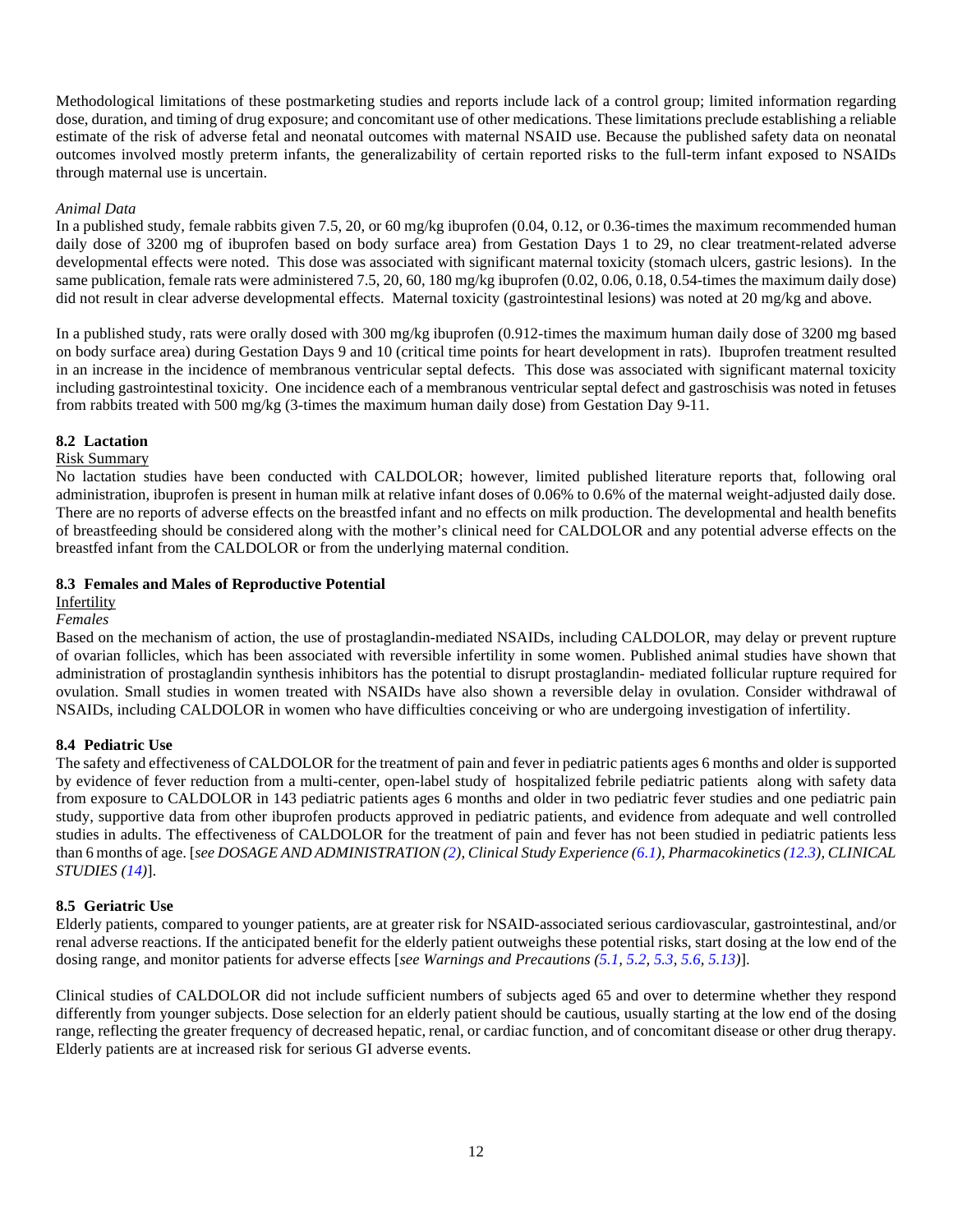Methodological limitations of these postmarketing studies and reports include lack of a control group; limited information regarding dose, duration, and timing of drug exposure; and concomitant use of other medications. These limitations preclude establishing a reliable estimate of the risk of adverse fetal and neonatal outcomes with maternal NSAID use. Because the published safety data on neonatal outcomes involved mostly preterm infants, the generalizability of certain reported risks to the full-term infant exposed to NSAIDs through maternal use is uncertain.

*Animal Data*

In a published study, female rabbits given 7.5, 20, or 60 mg/kg ibuprofen (0.04, 0.12, or 0.36-times the maximum recommended human daily dose of 3200 mg of ibuprofen based on body surface area) from Gestation Days 1 to 29, no clear treatment-related adverse developmental effects were noted. This dose was associated with significant maternal toxicity (stomach ulcers, gastric lesions). In the same publication, female rats were administered 7.5, 20, 60, 180 mg/kg ibuprofen (0.02, 0.06, 0.18, 0.54-times the maximum daily dose) did not result in clear adverse developmental effects. Maternal toxicity (gastrointestinal lesions) was noted at 20 mg/kg and above.

In a published study, rats were orally dosed with 300 mg/kg ibuprofen (0.912-times the maximum human daily dose of 3200 mg based on body surface area) during Gestation Days 9 and 10 (critical time points for heart development in rats). Ibuprofen treatment resulted in an increase in the incidence of membranous ventricular septal defects. This dose was associated with significant maternal toxicity including gastrointestinal toxicity. One incidence each of a membranous ventricular septal defect and gastroschisis was noted in fetuses from rabbits treated with 500 mg/kg (3-times the maximum human daily dose) from Gestation Day 9-11.

### 8.2 Lactation

Risk Summary

No lactation studies have been conducted with CALDOLOR; however, limited published literature reports that, following oral administration, ibuprofen is present in human milk at relative infant doses of 0.06% to 0.6% of the maternal weight-adjusted daily dose. There are no reports of adverse effects on the breastfed infant and no effects on milk production. The developmental and health benefits of breastfeeding should be considered along with the mother's clinical need for CALDOLOR and any potential adverse effects on the breastfed infant from the CALDOLOR or from the underlying maternal condition.

### 8.3 Females and Males of Reproductive Potential

Infertility

*Females*

Based on the mechanism of action, the use of prostaglandin-mediated NSAIDs, including CALDOLOR, may delay or prevent rupture of ovarian follicles, which has been associated with reversible infertility in some women. Published animal studies have shown that administration of prostaglandin synthesis inhibitors has the potential to disrupt prostaglandin- mediated follicular rupture required for ovulation. Small studies in women treated with NSAIDs have also shown a reversible delay in ovulation. Consider withdrawal of NSAIDs, including CALDOLOR in women who have difficulties conceiving or who are undergoing investigation of infertility.

### 8.4 Pediatric Use

The safety and effectiveness of CALDOLOR for the treatment of pain and fever in pediatric patients ages 6 months and older is supported by evidence of fever reduction from a multi-center, open-label study of hospitalized febrile pediatric patients along with safety data from exposure to CALDOLOR in 143 pediatric patients ages 6 months and older in two pediatric fever studies and one pediatric pain study, supportive data from other ibuprofen products approved in pediatric patients, and evidence from adequate and well controlled studies in adults. The effectiveness of CALDOLOR for the treatment of pain and fever has not been studied in pediatric patients less than 6 months of age. [*see DOSAGE AND ADMINISTRATION (2), Clinical Study Experience (6.1), Pharmacokinetics (12.3), CLINICAL STUDIES (14)*].

### 8.5 Geriatric Use

Elderly patients, compared to younger patients, are at greater risk for NSAID-associated serious cardiovascular, gastrointestinal, and/or renal adverse reactions. If the anticipated benefit for the elderly patient outweighs these potential risks, start dosing at the low end of the dosing range, and monitor patients for adverse effects [*see Warnings and Precautions (5.1, 5.2, 5.3, 5.6, 5.13)*].

Clinical studies of CALDOLOR did not include sufficient numbers of subjects aged 65 and over to determine whether they respond differently from younger subjects. Dose selection for an elderly patient should be cautious, usually starting at the low end of the dosing range, reflecting the greater frequency of decreased hepatic, renal, or cardiac function, and of concomitant disease or other drug therapy. Elderly patients are at increased risk for serious GI adverse events.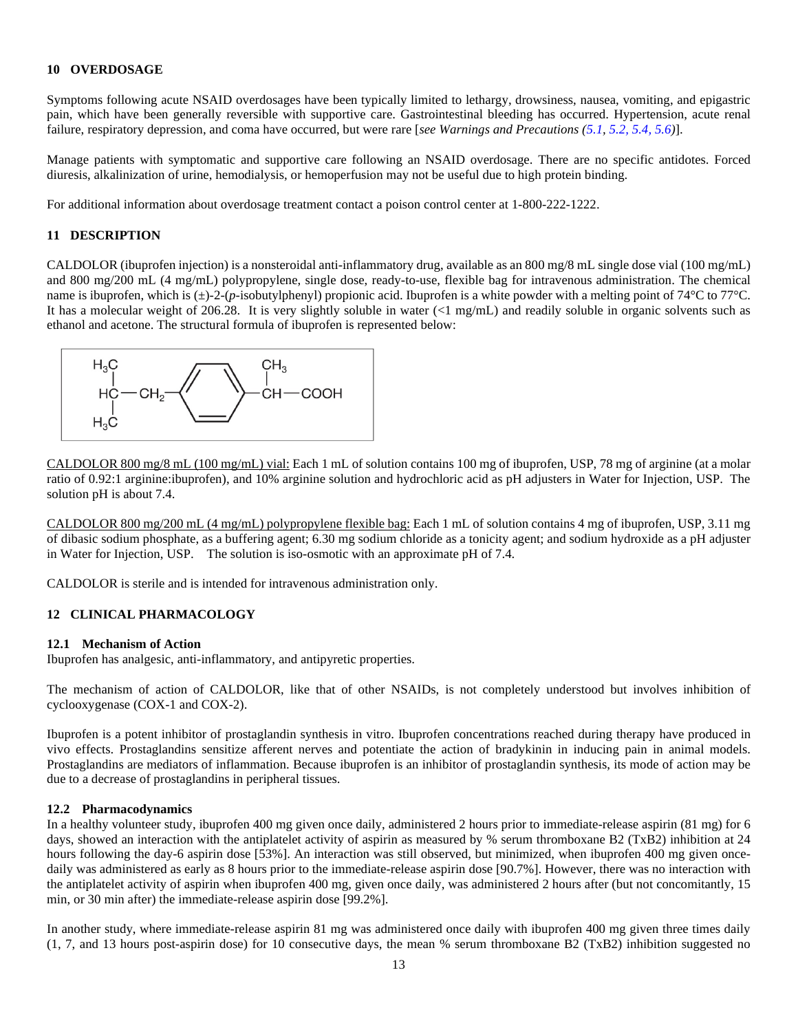## 10 OVERDOSAGE

Symptoms following acute NSAID overdosages have been typically limited to lethargy, drowsiness, nausea, vomiting, and epigastric pain, which have been generally reversible with supportive care. Gastrointestinal bleeding has occurred. Hypertension, acute renal failure, respiratory depression, and coma have occurred, but were rare [*see Warnings and Precautions (5.1, 5.2, 5.4, 5.6)*].

Manage patients with symptomatic and supportive care following an NSAID overdosage. There are no specific antidotes. Forced diuresis, alkalinization of urine, hemodialysis, or hemoperfusion may not be useful due to high protein binding.

For additional information about overdosage treatment contact a poison control center at 1-800-222-1222.

## 11 DESCRIPTION

CALDOLOR (ibuprofen injection) is a nonsteroidal anti-inflammatory drug, available as an 800 mg/8 mL single dose vial (100 mg/mL) and 800 mg/200 mL (4 mg/mL) polypropylene, single dose, ready-to-use, flexible bag for intravenous administration. The chemical name is ibuprofen, which is (±)-2-(*p*-isobutylphenyl) propionic acid. Ibuprofen is a white powder with a melting point of 74°C to 77°C. It has a molecular weight of 206.28. It is very slightly soluble in water (<1 mg/mL) and readily soluble in organic solvents such as ethanol and acetone. The structural formula of ibuprofen is represented below:

$$(CH_3)_2CH{-}CH_2{-}C_6H_4{-}CH(CH_3){-}COOH$$

CALDOLOR 800 mg/8 mL (100 mg/mL) vial: Each 1 mL of solution contains 100 mg of ibuprofen, USP, 78 mg of arginine (at a molar ratio of 0.92:1 arginine:ibuprofen), and 10% arginine solution and hydrochloric acid as pH adjusters in Water for Injection, USP. The solution pH is about 7.4.

CALDOLOR 800 mg/200 mL (4 mg/mL) polypropylene flexible bag: Each 1 mL of solution contains 4 mg of ibuprofen, USP, 3.11 mg of dibasic sodium phosphate, as a buffering agent; 6.30 mg sodium chloride as a tonicity agent; and sodium hydroxide as a pH adjuster in Water for Injection, USP. The solution is iso-osmotic with an approximate pH of 7.4.

CALDOLOR is sterile and is intended for intravenous administration only.

## 12 CLINICAL PHARMACOLOGY

### 12.1 Mechanism of Action

Ibuprofen has analgesic, anti-inflammatory, and antipyretic properties.

The mechanism of action of CALDOLOR, like that of other NSAIDs, is not completely understood but involves inhibition of cyclooxygenase (COX-1 and COX-2).

Ibuprofen is a potent inhibitor of prostaglandin synthesis in vitro. Ibuprofen concentrations reached during therapy have produced in vivo effects. Prostaglandins sensitize afferent nerves and potentiate the action of bradykinin in inducing pain in animal models. Prostaglandins are mediators of inflammation. Because ibuprofen is an inhibitor of prostaglandin synthesis, its mode of action may be due to a decrease of prostaglandins in peripheral tissues.

### 12.2 Pharmacodynamics

In a healthy volunteer study, ibuprofen 400 mg given once daily, administered 2 hours prior to immediate-release aspirin (81 mg) for 6 days, showed an interaction with the antiplatelet activity of aspirin as measured by % serum thromboxane B2 (TxB2) inhibition at 24 hours following the day-6 aspirin dose [53%]. An interaction was still observed, but minimized, when ibuprofen 400 mg given once-daily was administered as early as 8 hours prior to the immediate-release aspirin dose [90.7%]. However, there was no interaction with the antiplatelet activity of aspirin when ibuprofen 400 mg, given once daily, was administered 2 hours after (but not concomitantly, 15 min, or 30 min after) the immediate-release aspirin dose [99.2%].

In another study, where immediate-release aspirin 81 mg was administered once daily with ibuprofen 400 mg given three times daily (1, 7, and 13 hours post-aspirin dose) for 10 consecutive days, the mean % serum thromboxane B2 (TxB2) inhibition suggested no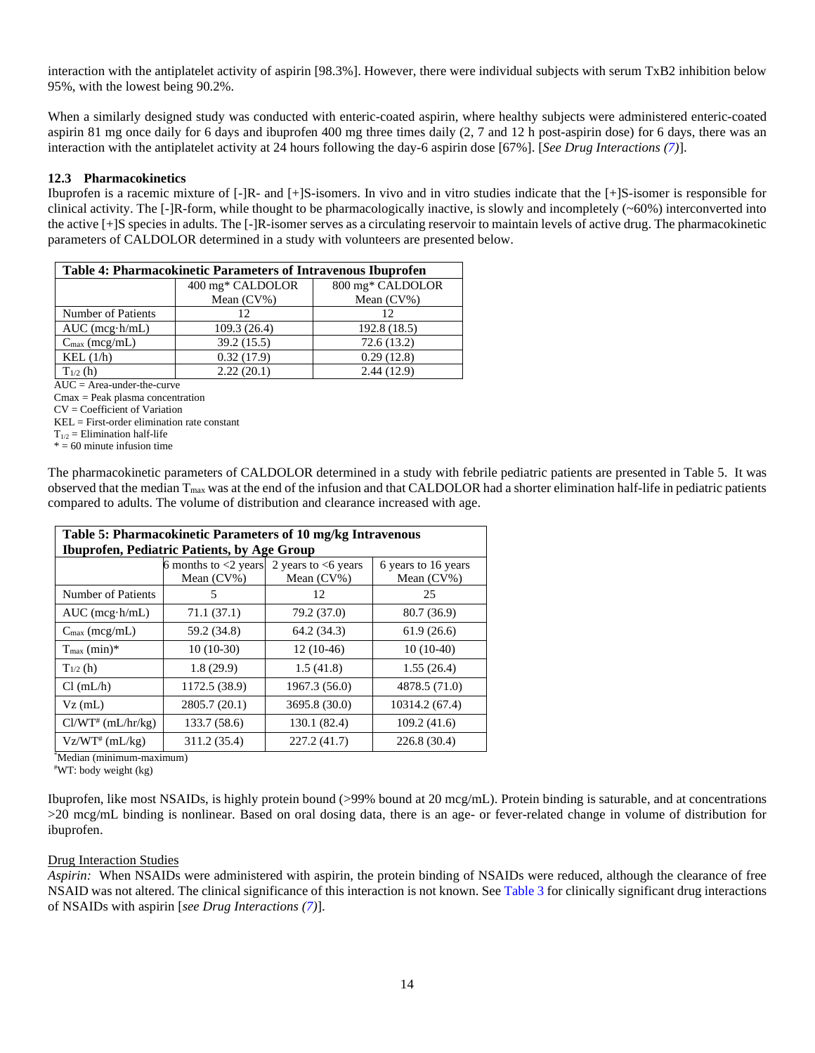interaction with the antiplatelet activity of aspirin [98.3%]. However, there were individual subjects with serum TxB2 inhibition below 95%, with the lowest being 90.2%.

When a similarly designed study was conducted with enteric-coated aspirin, where healthy subjects were administered enteric-coated aspirin 81 mg once daily for 6 days and ibuprofen 400 mg three times daily (2, 7 and 12 h post-aspirin dose) for 6 days, there was an interaction with the antiplatelet activity at 24 hours following the day-6 aspirin dose [67%]. [*See Drug Interactions (7)*].

### 12.3 Pharmacokinetics

Ibuprofen is a racemic mixture of [-]R- and [+]S-isomers. In vivo and in vitro studies indicate that the [+]S-isomer is responsible for clinical activity. The [-]R-form, while thought to be pharmacologically inactive, is slowly and incompletely (~60%) interconverted into the active [+]S species in adults. The [-]R-isomer serves as a circulating reservoir to maintain levels of active drug. The pharmacokinetic parameters of CALDOLOR determined in a study with volunteers are presented below.

**Table 4: Pharmacokinetic Parameters of Intravenous Ibuprofen**

| | 400 mg* CALDOLOR Mean (CV%) | 800 mg* CALDOLOR Mean (CV%) |
|---|---|---|
| Number of Patients | 12 | 12 |
| AUC (mcg·h/mL) | 109.3 (26.4) | 192.8 (18.5) |
| $C_{max}$ (mcg/mL) | 39.2 (15.5) | 72.6 (13.2) |
| KEL (1/h) | 0.32 (17.9) | 0.29 (12.8) |
| $T_{1/2}$ (h) | 2.22 (20.1) | 2.44 (12.9) |

AUC = Area-under-the-curve
Cmax = Peak plasma concentration
CV = Coefficient of Variation
KEL = First-order elimination rate constant
$T_{1/2}$ = Elimination half-life
* = 60 minute infusion time

The pharmacokinetic parameters of CALDOLOR determined in a study with febrile pediatric patients are presented in Table 5. It was observed that the median $T_{max}$ was at the end of the infusion and that CALDOLOR had a shorter elimination half-life in pediatric patients compared to adults. The volume of distribution and clearance increased with age.

**Table 5: Pharmacokinetic Parameters of 10 mg/kg Intravenous Ibuprofen, Pediatric Patients, by Age Group**

| | 6 months to <2 years Mean (CV%) | 2 years to <6 years Mean (CV%) | 6 years to 16 years Mean (CV%) |
|---|---|---|---|
| Number of Patients | 5 | 12 | 25 |
| AUC (mcg·h/mL) | 71.1 (37.1) | 79.2 (37.0) | 80.7 (36.9) |
| $C_{max}$ (mcg/mL) | 59.2 (34.8) | 64.2 (34.3) | 61.9 (26.6) |
| $T_{max}$ (min)* | 10 (10-30) | 12 (10-46) | 10 (10-40) |
| $T_{1/2}$ (h) | 1.8 (29.9) | 1.5 (41.8) | 1.55 (26.4) |
| Cl (mL/h) | 1172.5 (38.9) | 1967.3 (56.0) | 4878.5 (71.0) |
| Vz (mL) | 2805.7 (20.1) | 3695.8 (30.0) | 10314.2 (67.4) |
| Cl/WT# (mL/hr/kg) | 133.7 (58.6) | 130.1 (82.4) | 109.2 (41.6) |
| Vz/WT# (mL/kg) | 311.2 (35.4) | 227.2 (41.7) | 226.8 (30.4) |

*Median (minimum-maximum)
#WT: body weight (kg)

Ibuprofen, like most NSAIDs, is highly protein bound (>99% bound at 20 mcg/mL). Protein binding is saturable, and at concentrations >20 mcg/mL binding is nonlinear. Based on oral dosing data, there is an age- or fever-related change in volume of distribution for ibuprofen.

Drug Interaction Studies

*Aspirin:* When NSAIDs were administered with aspirin, the protein binding of NSAIDs were reduced, although the clearance of free NSAID was not altered. The clinical significance of this interaction is not known. See Table 3 for clinically significant drug interactions of NSAIDs with aspirin [*see Drug Interactions (7)*].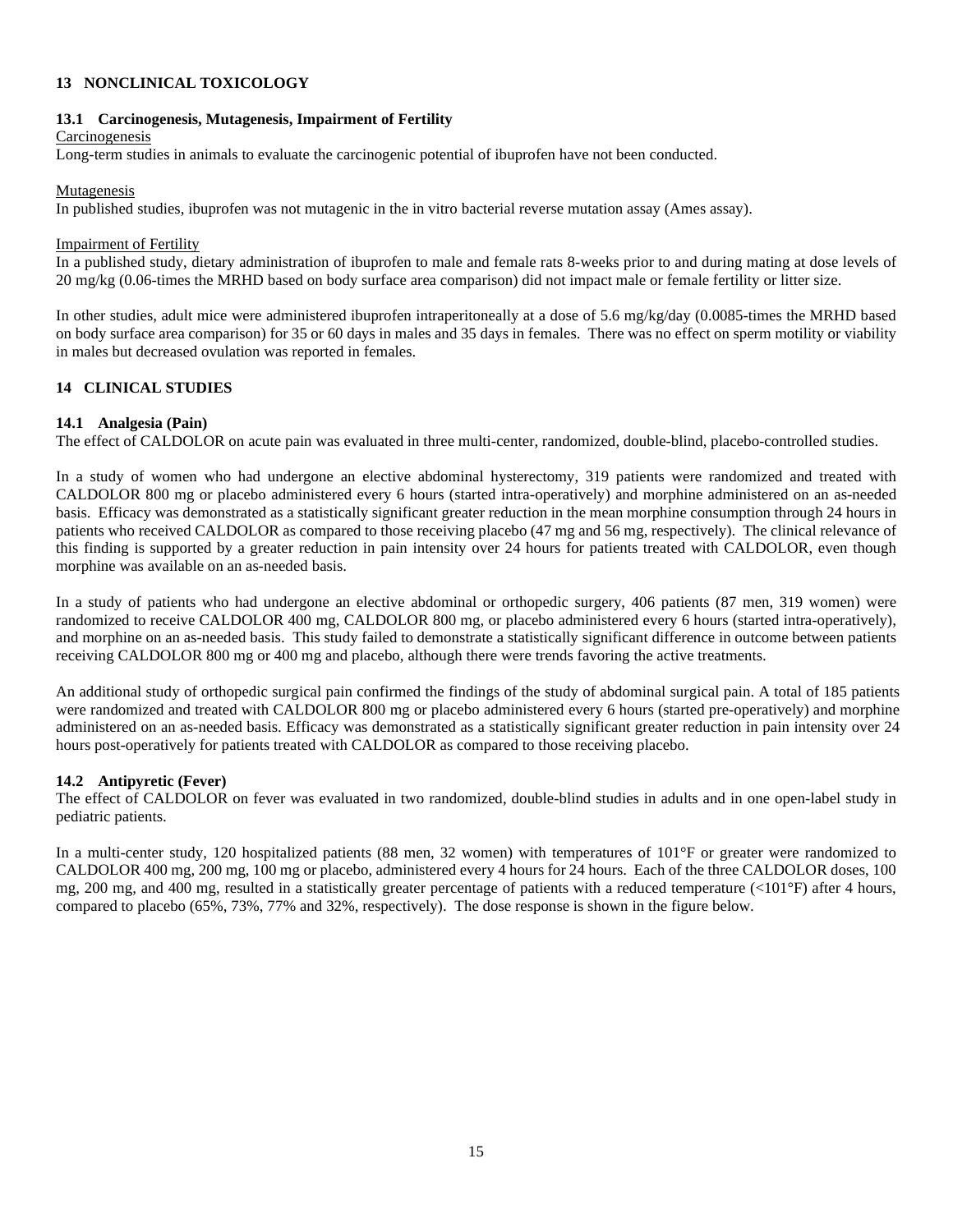## 13 NONCLINICAL TOXICOLOGY

### 13.1 Carcinogenesis, Mutagenesis, Impairment of Fertility

Carcinogenesis

Long-term studies in animals to evaluate the carcinogenic potential of ibuprofen have not been conducted.

Mutagenesis

In published studies, ibuprofen was not mutagenic in the in vitro bacterial reverse mutation assay (Ames assay).

Impairment of Fertility

In a published study, dietary administration of ibuprofen to male and female rats 8-weeks prior to and during mating at dose levels of 20 mg/kg (0.06-times the MRHD based on body surface area comparison) did not impact male or female fertility or litter size.

In other studies, adult mice were administered ibuprofen intraperitoneally at a dose of 5.6 mg/kg/day (0.0085-times the MRHD based on body surface area comparison) for 35 or 60 days in males and 35 days in females. There was no effect on sperm motility or viability in males but decreased ovulation was reported in females.

## 14 CLINICAL STUDIES

### 14.1 Analgesia (Pain)

The effect of CALDOLOR on acute pain was evaluated in three multi-center, randomized, double-blind, placebo-controlled studies.

In a study of women who had undergone an elective abdominal hysterectomy, 319 patients were randomized and treated with CALDOLOR 800 mg or placebo administered every 6 hours (started intra-operatively) and morphine administered on an as-needed basis. Efficacy was demonstrated as a statistically significant greater reduction in the mean morphine consumption through 24 hours in patients who received CALDOLOR as compared to those receiving placebo (47 mg and 56 mg, respectively). The clinical relevance of this finding is supported by a greater reduction in pain intensity over 24 hours for patients treated with CALDOLOR, even though morphine was available on an as-needed basis.

In a study of patients who had undergone an elective abdominal or orthopedic surgery, 406 patients (87 men, 319 women) were randomized to receive CALDOLOR 400 mg, CALDOLOR 800 mg, or placebo administered every 6 hours (started intra-operatively), and morphine on an as-needed basis. This study failed to demonstrate a statistically significant difference in outcome between patients receiving CALDOLOR 800 mg or 400 mg and placebo, although there were trends favoring the active treatments.

An additional study of orthopedic surgical pain confirmed the findings of the study of abdominal surgical pain. A total of 185 patients were randomized and treated with CALDOLOR 800 mg or placebo administered every 6 hours (started pre-operatively) and morphine administered on an as-needed basis. Efficacy was demonstrated as a statistically significant greater reduction in pain intensity over 24 hours post-operatively for patients treated with CALDOLOR as compared to those receiving placebo.

### 14.2 Antipyretic (Fever)

The effect of CALDOLOR on fever was evaluated in two randomized, double-blind studies in adults and in one open-label study in pediatric patients.

In a multi-center study, 120 hospitalized patients (88 men, 32 women) with temperatures of 101°F or greater were randomized to CALDOLOR 400 mg, 200 mg, 100 mg or placebo, administered every 4 hours for 24 hours. Each of the three CALDOLOR doses, 100 mg, 200 mg, and 400 mg, resulted in a statistically greater percentage of patients with a reduced temperature (<101°F) after 4 hours, compared to placebo (65%, 73%, 77% and 32%, respectively). The dose response is shown in the figure below.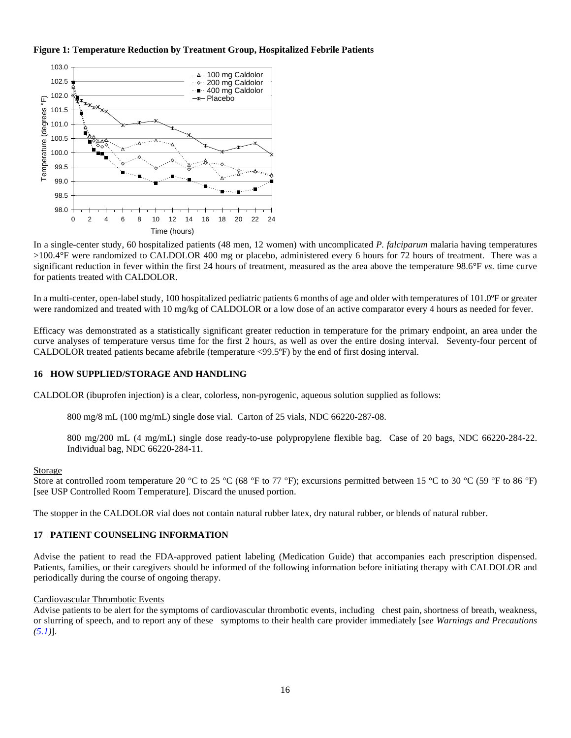**Figure 1: Temperature Reduction by Treatment Group, Hospitalized Febrile Patients**

In a single-center study, 60 hospitalized patients (48 men, 12 women) with uncomplicated *P. falciparum* malaria having temperatures ≥100.4°F were randomized to CALDOLOR 400 mg or placebo, administered every 6 hours for 72 hours of treatment. There was a significant reduction in fever within the first 24 hours of treatment, measured as the area above the temperature 98.6°F *vs.* time curve for patients treated with CALDOLOR.

In a multi-center, open-label study, 100 hospitalized pediatric patients 6 months of age and older with temperatures of 101.0ºF or greater were randomized and treated with 10 mg/kg of CALDOLOR or a low dose of an active comparator every 4 hours as needed for fever.

Efficacy was demonstrated as a statistically significant greater reduction in temperature for the primary endpoint, an area under the curve analyses of temperature versus time for the first 2 hours, as well as over the entire dosing interval. Seventy-four percent of CALDOLOR treated patients became afebrile (temperature <99.5ºF) by the end of first dosing interval.

## 16 HOW SUPPLIED/STORAGE AND HANDLING

CALDOLOR (ibuprofen injection) is a clear, colorless, non-pyrogenic, aqueous solution supplied as follows:

800 mg/8 mL (100 mg/mL) single dose vial. Carton of 25 vials, NDC 66220-287-08.

800 mg/200 mL (4 mg/mL) single dose ready-to-use polypropylene flexible bag. Case of 20 bags, NDC 66220-284-22. Individual bag, NDC 66220-284-11.

Storage

Store at controlled room temperature 20 °C to 25 °C (68 °F to 77 °F); excursions permitted between 15 °C to 30 °C (59 °F to 86 °F) [see USP Controlled Room Temperature]. Discard the unused portion.

The stopper in the CALDOLOR vial does not contain natural rubber latex, dry natural rubber, or blends of natural rubber.

## 17 PATIENT COUNSELING INFORMATION

Advise the patient to read the FDA-approved patient labeling (Medication Guide) that accompanies each prescription dispensed. Patients, families, or their caregivers should be informed of the following information before initiating therapy with CALDOLOR and periodically during the course of ongoing therapy.

Cardiovascular Thrombotic Events

Advise patients to be alert for the symptoms of cardiovascular thrombotic events, including chest pain, shortness of breath, weakness, or slurring of speech, and to report any of these symptoms to their health care provider immediately [*see Warnings and Precautions (5.1)*].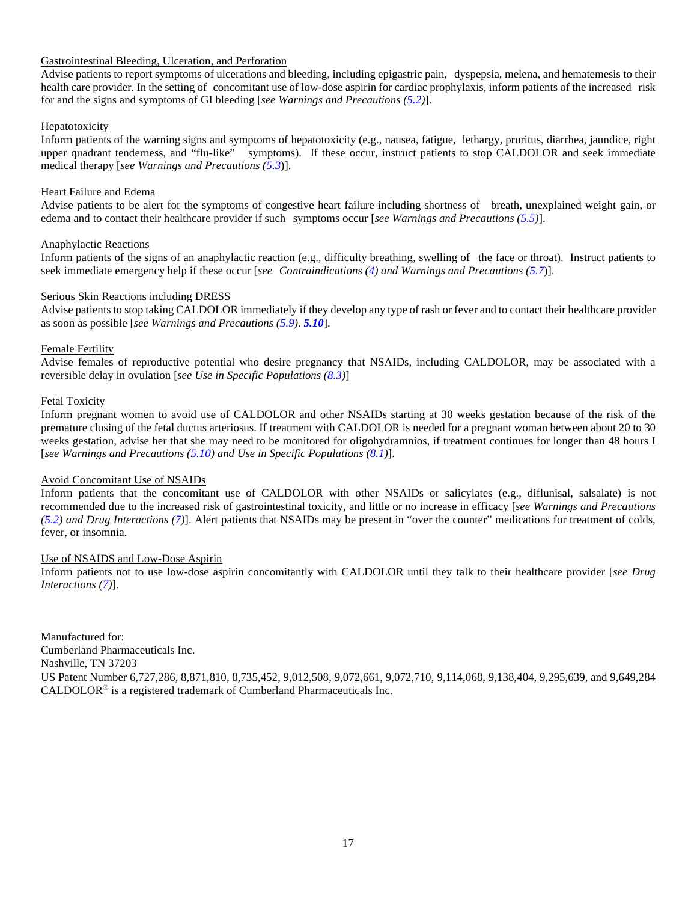Gastrointestinal Bleeding, Ulceration, and Perforation

Advise patients to report symptoms of ulcerations and bleeding, including epigastric pain, dyspepsia, melena, and hematemesis to their health care provider. In the setting of concomitant use of low-dose aspirin for cardiac prophylaxis, inform patients of the increased risk for and the signs and symptoms of GI bleeding [*see Warnings and Precautions (5.2)*].

Hepatotoxicity

Inform patients of the warning signs and symptoms of hepatotoxicity (e.g., nausea, fatigue, lethargy, pruritus, diarrhea, jaundice, right upper quadrant tenderness, and "flu-like" symptoms). If these occur, instruct patients to stop CALDOLOR and seek immediate medical therapy [*see Warnings and Precautions (5.3)*].

Heart Failure and Edema

Advise patients to be alert for the symptoms of congestive heart failure including shortness of breath, unexplained weight gain, or edema and to contact their healthcare provider if such symptoms occur [*see Warnings and Precautions (5.5)*].

Anaphylactic Reactions

Inform patients of the signs of an anaphylactic reaction (e.g., difficulty breathing, swelling of the face or throat). Instruct patients to seek immediate emergency help if these occur [*see Contraindications (4) and Warnings and Precautions (5.7)*].

Serious Skin Reactions including DRESS

Advise patients to stop taking CALDOLOR immediately if they develop any type of rash or fever and to contact their healthcare provider as soon as possible [*see Warnings and Precautions (5.9). **5.10***].

Female Fertility

Advise females of reproductive potential who desire pregnancy that NSAIDs, including CALDOLOR, may be associated with a reversible delay in ovulation [*see Use in Specific Populations (8.3)*]

Fetal Toxicity

Inform pregnant women to avoid use of CALDOLOR and other NSAIDs starting at 30 weeks gestation because of the risk of the premature closing of the fetal ductus arteriosus. If treatment with CALDOLOR is needed for a pregnant woman between about 20 to 30 weeks gestation, advise her that she may need to be monitored for oligohydramnios, if treatment continues for longer than 48 hours I [*see Warnings and Precautions (5.10) and Use in Specific Populations (8.1)*].

Avoid Concomitant Use of NSAIDs

Inform patients that the concomitant use of CALDOLOR with other NSAIDs or salicylates (e.g., diflunisal, salsalate) is not recommended due to the increased risk of gastrointestinal toxicity, and little or no increase in efficacy [*see Warnings and Precautions (5.2) and Drug Interactions (7)*]. Alert patients that NSAIDs may be present in "over the counter" medications for treatment of colds, fever, or insomnia.

Use of NSAIDS and Low-Dose Aspirin

Inform patients not to use low-dose aspirin concomitantly with CALDOLOR until they talk to their healthcare provider [*see Drug Interactions (7)*].

Manufactured for:
Cumberland Pharmaceuticals Inc.
Nashville, TN 37203
US Patent Number 6,727,286, 8,871,810, 8,735,452, 9,012,508, 9,072,661, 9,072,710, 9,114,068, 9,138,404, 9,295,639, and 9,649,284
CALDOLOR® is a registered trademark of Cumberland Pharmaceuticals Inc.